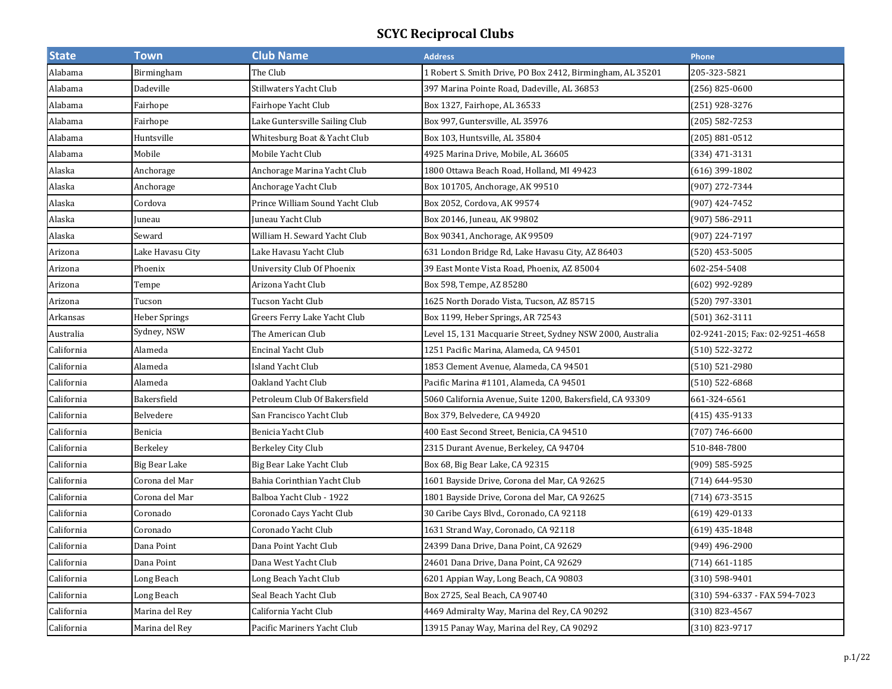# SCYC Reciprocal Clubs

| State | Town | Club Name | Address | Phone |
|---|---|---|---|---|
| Alabama | Birmingham | The Club | 1 Robert S. Smith Drive, PO Box 2412, Birmingham, AL 35201 | 205-323-5821 |
| Alabama | Dadeville | Stillwaters Yacht Club | 397 Marina Pointe Road, Dadeville, AL 36853 | (256) 825-0600 |
| Alabama | Fairhope | Fairhope Yacht Club | Box 1327, Fairhope, AL 36533 | (251) 928-3276 |
| Alabama | Fairhope | Lake Guntersville Sailing Club | Box 997, Guntersville, AL 35976 | (205) 582-7253 |
| Alabama | Huntsville | Whitesburg Boat & Yacht Club | Box 103, Huntsville, AL 35804 | (205) 881-0512 |
| Alabama | Mobile | Mobile Yacht Club | 4925 Marina Drive, Mobile, AL 36605 | (334) 471-3131 |
| Alaska | Anchorage | Anchorage Marina Yacht Club | 1800 Ottawa Beach Road, Holland, MI 49423 | (616) 399-1802 |
| Alaska | Anchorage | Anchorage Yacht Club | Box 101705, Anchorage, AK 99510 | (907) 272-7344 |
| Alaska | Cordova | Prince William Sound Yacht Club | Box 2052, Cordova, AK 99574 | (907) 424-7452 |
| Alaska | Juneau | Juneau Yacht Club | Box 20146, Juneau, AK 99802 | (907) 586-2911 |
| Alaska | Seward | William H. Seward Yacht Club | Box 90341, Anchorage, AK 99509 | (907) 224-7197 |
| Arizona | Lake Havasu City | Lake Havasu Yacht Club | 631 London Bridge Rd, Lake Havasu City, AZ 86403 | (520) 453-5005 |
| Arizona | Phoenix | University Club Of Phoenix | 39 East Monte Vista Road, Phoenix, AZ 85004 | 602-254-5408 |
| Arizona | Tempe | Arizona Yacht Club | Box 598, Tempe, AZ 85280 | (602) 992-9289 |
| Arizona | Tucson | Tucson Yacht Club | 1625 North Dorado Vista, Tucson, AZ 85715 | (520) 797-3301 |
| Arkansas | Heber Springs | Greers Ferry Lake Yacht Club | Box 1199, Heber Springs, AR 72543 | (501) 362-3111 |
| Australia | Sydney, NSW | The American Club | Level 15, 131 Macquarie Street, Sydney NSW 2000, Australia | 02-9241-2015; Fax: 02-9251-4658 |
| California | Alameda | Encinal Yacht Club | 1251 Pacific Marina, Alameda, CA 94501 | (510) 522-3272 |
| California | Alameda | Island Yacht Club | 1853 Clement Avenue, Alameda, CA 94501 | (510) 521-2980 |
| California | Alameda | Oakland Yacht Club | Pacific Marina #1101, Alameda, CA 94501 | (510) 522-6868 |
| California | Bakersfield | Petroleum Club Of Bakersfield | 5060 California Avenue, Suite 1200, Bakersfield, CA 93309 | 661-324-6561 |
| California | Belvedere | San Francisco Yacht Club | Box 379, Belvedere, CA 94920 | (415) 435-9133 |
| California | Benicia | Benicia Yacht Club | 400 East Second Street, Benicia, CA 94510 | (707) 746-6600 |
| California | Berkeley | Berkeley City Club | 2315 Durant Avenue, Berkeley, CA 94704 | 510-848-7800 |
| California | Big Bear Lake | Big Bear Lake Yacht Club | Box 68, Big Bear Lake, CA 92315 | (909) 585-5925 |
| California | Corona del Mar | Bahia Corinthian Yacht Club | 1601 Bayside Drive, Corona del Mar, CA 92625 | (714) 644-9530 |
| California | Corona del Mar | Balboa Yacht Club - 1922 | 1801 Bayside Drive, Corona del Mar, CA 92625 | (714) 673-3515 |
| California | Coronado | Coronado Cays Yacht Club | 30 Caribe Cays Blvd., Coronado, CA 92118 | (619) 429-0133 |
| California | Coronado | Coronado Yacht Club | 1631 Strand Way, Coronado, CA 92118 | (619) 435-1848 |
| California | Dana Point | Dana Point Yacht Club | 24399 Dana Drive, Dana Point, CA 92629 | (949) 496-2900 |
| California | Dana Point | Dana West Yacht Club | 24601 Dana Drive, Dana Point, CA 92629 | (714) 661-1185 |
| California | Long Beach | Long Beach Yacht Club | 6201 Appian Way, Long Beach, CA 90803 | (310) 598-9401 |
| California | Long Beach | Seal Beach Yacht Club | Box 2725, Seal Beach, CA 90740 | (310) 594-6337 - FAX 594-7023 |
| California | Marina del Rey | California Yacht Club | 4469 Admiralty Way, Marina del Rey, CA 90292 | (310) 823-4567 |
| California | Marina del Rey | Pacific Mariners Yacht Club | 13915 Panay Way, Marina del Rey, CA 90292 | (310) 823-9717 |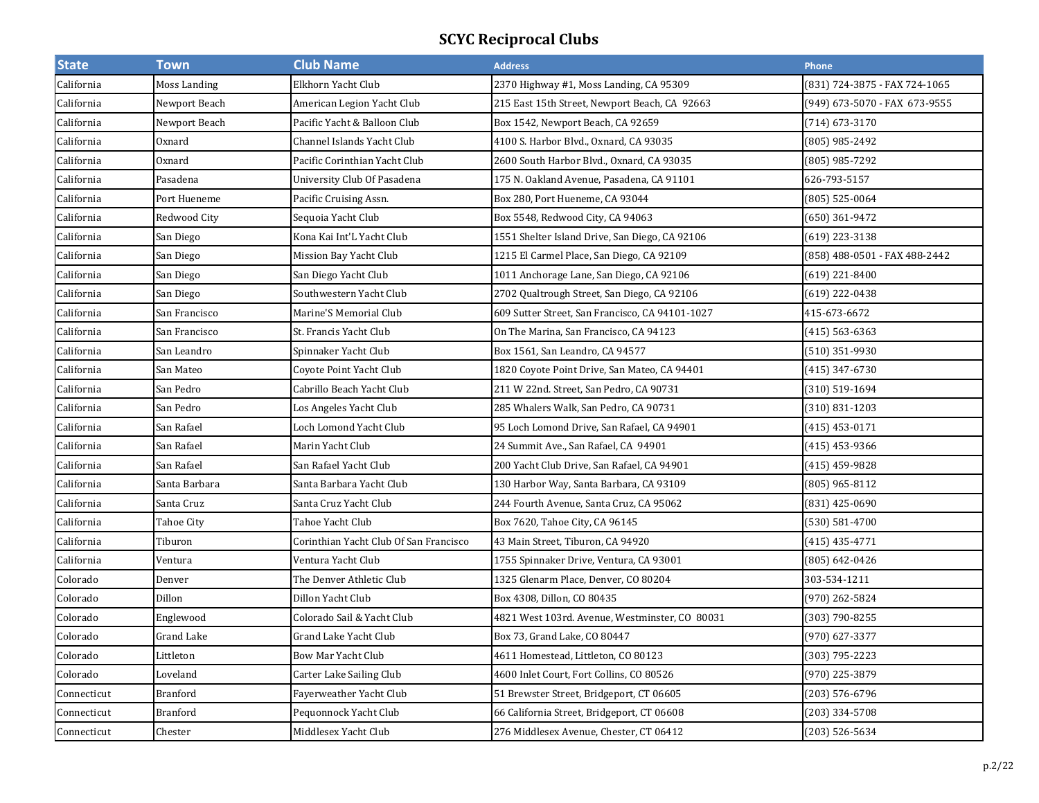# SCYC Reciprocal Clubs

| State | Town | Club Name | Address | Phone |
|---|---|---|---|---|
| California | Moss Landing | Elkhorn Yacht Club | 2370 Highway #1, Moss Landing, CA 95309 | (831) 724-3875 - FAX 724-1065 |
| California | Newport Beach | American Legion Yacht Club | 215 East 15th Street, Newport Beach, CA 92663 | (949) 673-5070 - FAX 673-9555 |
| California | Newport Beach | Pacific Yacht & Balloon Club | Box 1542, Newport Beach, CA 92659 | (714) 673-3170 |
| California | Oxnard | Channel Islands Yacht Club | 4100 S. Harbor Blvd., Oxnard, CA 93035 | (805) 985-2492 |
| California | Oxnard | Pacific Corinthian Yacht Club | 2600 South Harbor Blvd., Oxnard, CA 93035 | (805) 985-7292 |
| California | Pasadena | University Club Of Pasadena | 175 N. Oakland Avenue, Pasadena, CA 91101 | 626-793-5157 |
| California | Port Hueneme | Pacific Cruising Assn. | Box 280, Port Hueneme, CA 93044 | (805) 525-0064 |
| California | Redwood City | Sequoia Yacht Club | Box 5548, Redwood City, CA 94063 | (650) 361-9472 |
| California | San Diego | Kona Kai Int'L Yacht Club | 1551 Shelter Island Drive, San Diego, CA 92106 | (619) 223-3138 |
| California | San Diego | Mission Bay Yacht Club | 1215 El Carmel Place, San Diego, CA 92109 | (858) 488-0501 - FAX 488-2442 |
| California | San Diego | San Diego Yacht Club | 1011 Anchorage Lane, San Diego, CA 92106 | (619) 221-8400 |
| California | San Diego | Southwestern Yacht Club | 2702 Qualtrough Street, San Diego, CA 92106 | (619) 222-0438 |
| California | San Francisco | Marine'S Memorial Club | 609 Sutter Street, San Francisco, CA 94101-1027 | 415-673-6672 |
| California | San Francisco | St. Francis Yacht Club | On The Marina, San Francisco, CA 94123 | (415) 563-6363 |
| California | San Leandro | Spinnaker Yacht Club | Box 1561, San Leandro, CA 94577 | (510) 351-9930 |
| California | San Mateo | Coyote Point Yacht Club | 1820 Coyote Point Drive, San Mateo, CA 94401 | (415) 347-6730 |
| California | San Pedro | Cabrillo Beach Yacht Club | 211 W 22nd. Street, San Pedro, CA 90731 | (310) 519-1694 |
| California | San Pedro | Los Angeles Yacht Club | 285 Whalers Walk, San Pedro, CA 90731 | (310) 831-1203 |
| California | San Rafael | Loch Lomond Yacht Club | 95 Loch Lomond Drive, San Rafael, CA 94901 | (415) 453-0171 |
| California | San Rafael | Marin Yacht Club | 24 Summit Ave., San Rafael, CA 94901 | (415) 453-9366 |
| California | San Rafael | San Rafael Yacht Club | 200 Yacht Club Drive, San Rafael, CA 94901 | (415) 459-9828 |
| California | Santa Barbara | Santa Barbara Yacht Club | 130 Harbor Way, Santa Barbara, CA 93109 | (805) 965-8112 |
| California | Santa Cruz | Santa Cruz Yacht Club | 244 Fourth Avenue, Santa Cruz, CA 95062 | (831) 425-0690 |
| California | Tahoe City | Tahoe Yacht Club | Box 7620, Tahoe City, CA 96145 | (530) 581-4700 |
| California | Tiburon | Corinthian Yacht Club Of San Francisco | 43 Main Street, Tiburon, CA 94920 | (415) 435-4771 |
| California | Ventura | Ventura Yacht Club | 1755 Spinnaker Drive, Ventura, CA 93001 | (805) 642-0426 |
| Colorado | Denver | The Denver Athletic Club | 1325 Glenarm Place, Denver, CO 80204 | 303-534-1211 |
| Colorado | Dillon | Dillon Yacht Club | Box 4308, Dillon, CO 80435 | (970) 262-5824 |
| Colorado | Englewood | Colorado Sail & Yacht Club | 4821 West 103rd. Avenue, Westminster, CO 80031 | (303) 790-8255 |
| Colorado | Grand Lake | Grand Lake Yacht Club | Box 73, Grand Lake, CO 80447 | (970) 627-3377 |
| Colorado | Littleton | Bow Mar Yacht Club | 4611 Homestead, Littleton, CO 80123 | (303) 795-2223 |
| Colorado | Loveland | Carter Lake Sailing Club | 4600 Inlet Court, Fort Collins, CO 80526 | (970) 225-3879 |
| Connecticut | Branford | Fayerweather Yacht Club | 51 Brewster Street, Bridgeport, CT 06605 | (203) 576-6796 |
| Connecticut | Branford | Pequonnock Yacht Club | 66 California Street, Bridgeport, CT 06608 | (203) 334-5708 |
| Connecticut | Chester | Middlesex Yacht Club | 276 Middlesex Avenue, Chester, CT 06412 | (203) 526-5634 |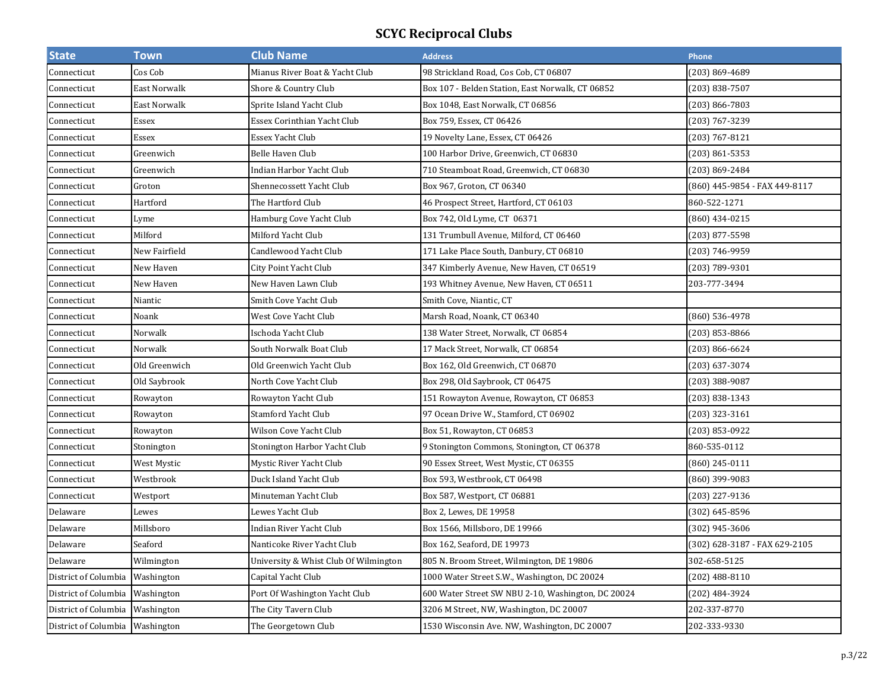# SCYC Reciprocal Clubs

| State | Town | Club Name | Address | Phone |
|---|---|---|---|---|
| Connecticut | Cos Cob | Mianus River Boat & Yacht Club | 98 Strickland Road, Cos Cob, CT 06807 | (203) 869-4689 |
| Connecticut | East Norwalk | Shore & Country Club | Box 107 - Belden Station, East Norwalk, CT 06852 | (203) 838-7507 |
| Connecticut | East Norwalk | Sprite Island Yacht Club | Box 1048, East Norwalk, CT 06856 | (203) 866-7803 |
| Connecticut | Essex | Essex Corinthian Yacht Club | Box 759, Essex, CT 06426 | (203) 767-3239 |
| Connecticut | Essex | Essex Yacht Club | 19 Novelty Lane, Essex, CT 06426 | (203) 767-8121 |
| Connecticut | Greenwich | Belle Haven Club | 100 Harbor Drive, Greenwich, CT 06830 | (203) 861-5353 |
| Connecticut | Greenwich | Indian Harbor Yacht Club | 710 Steamboat Road, Greenwich, CT 06830 | (203) 869-2484 |
| Connecticut | Groton | Shennecossett Yacht Club | Box 967, Groton, CT 06340 | (860) 445-9854 - FAX 449-8117 |
| Connecticut | Hartford | The Hartford Club | 46 Prospect Street, Hartford, CT 06103 | 860-522-1271 |
| Connecticut | Lyme | Hamburg Cove Yacht Club | Box 742, Old Lyme, CT 06371 | (860) 434-0215 |
| Connecticut | Milford | Milford Yacht Club | 131 Trumbull Avenue, Milford, CT 06460 | (203) 877-5598 |
| Connecticut | New Fairfield | Candlewood Yacht Club | 171 Lake Place South, Danbury, CT 06810 | (203) 746-9959 |
| Connecticut | New Haven | City Point Yacht Club | 347 Kimberly Avenue, New Haven, CT 06519 | (203) 789-9301 |
| Connecticut | New Haven | New Haven Lawn Club | 193 Whitney Avenue, New Haven, CT 06511 | 203-777-3494 |
| Connecticut | Niantic | Smith Cove Yacht Club | Smith Cove, Niantic, CT | |
| Connecticut | Noank | West Cove Yacht Club | Marsh Road, Noank, CT 06340 | (860) 536-4978 |
| Connecticut | Norwalk | Ischoda Yacht Club | 138 Water Street, Norwalk, CT 06854 | (203) 853-8866 |
| Connecticut | Norwalk | South Norwalk Boat Club | 17 Mack Street, Norwalk, CT 06854 | (203) 866-6624 |
| Connecticut | Old Greenwich | Old Greenwich Yacht Club | Box 162, Old Greenwich, CT 06870 | (203) 637-3074 |
| Connecticut | Old Saybrook | North Cove Yacht Club | Box 298, Old Saybrook, CT 06475 | (203) 388-9087 |
| Connecticut | Rowayton | Rowayton Yacht Club | 151 Rowayton Avenue, Rowayton, CT 06853 | (203) 838-1343 |
| Connecticut | Rowayton | Stamford Yacht Club | 97 Ocean Drive W., Stamford, CT 06902 | (203) 323-3161 |
| Connecticut | Rowayton | Wilson Cove Yacht Club | Box 51, Rowayton, CT 06853 | (203) 853-0922 |
| Connecticut | Stonington | Stonington Harbor Yacht Club | 9 Stonington Commons, Stonington, CT 06378 | 860-535-0112 |
| Connecticut | West Mystic | Mystic River Yacht Club | 90 Essex Street, West Mystic, CT 06355 | (860) 245-0111 |
| Connecticut | Westbrook | Duck Island Yacht Club | Box 593, Westbrook, CT 06498 | (860) 399-9083 |
| Connecticut | Westport | Minuteman Yacht Club | Box 587, Westport, CT 06881 | (203) 227-9136 |
| Delaware | Lewes | Lewes Yacht Club | Box 2, Lewes, DE 19958 | (302) 645-8596 |
| Delaware | Millsboro | Indian River Yacht Club | Box 1566, Millsboro, DE 19966 | (302) 945-3606 |
| Delaware | Seaford | Nanticoke River Yacht Club | Box 162, Seaford, DE 19973 | (302) 628-3187 - FAX 629-2105 |
| Delaware | Wilmington | University & Whist Club Of Wilmington | 805 N. Broom Street, Wilmington, DE 19806 | 302-658-5125 |
| District of Columbia | Washington | Capital Yacht Club | 1000 Water Street S.W., Washington, DC 20024 | (202) 488-8110 |
| District of Columbia | Washington | Port Of Washington Yacht Club | 600 Water Street SW NBU 2-10, Washington, DC 20024 | (202) 484-3924 |
| District of Columbia | Washington | The City Tavern Club | 3206 M Street, NW, Washington, DC 20007 | 202-337-8770 |
| District of Columbia | Washington | The Georgetown Club | 1530 Wisconsin Ave. NW, Washington, DC 20007 | 202-333-9330 |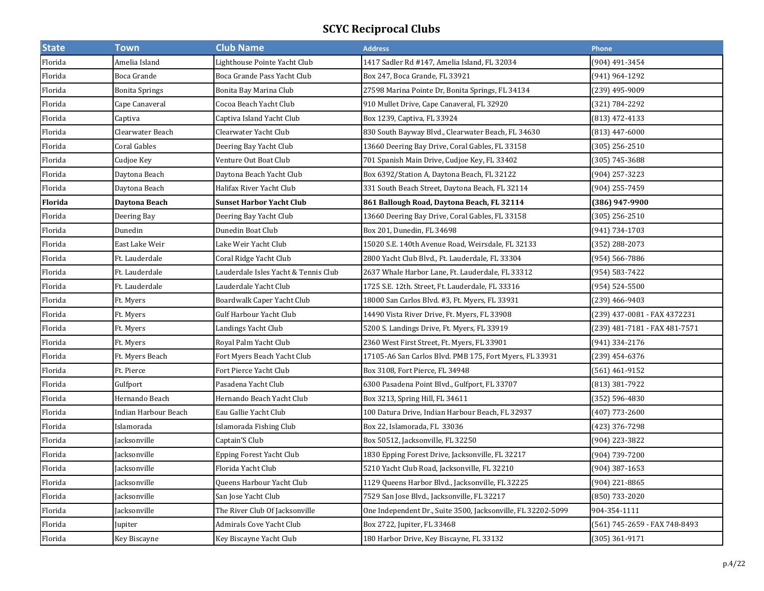# SCYC Reciprocal Clubs

| State | Town | Club Name | Address | Phone |
|---|---|---|---|---|
| Florida | Amelia Island | Lighthouse Pointe Yacht Club | 1417 Sadler Rd #147, Amelia Island, FL 32034 | (904) 491-3454 |
| Florida | Boca Grande | Boca Grande Pass Yacht Club | Box 247, Boca Grande, FL 33921 | (941) 964-1292 |
| Florida | Bonita Springs | Bonita Bay Marina Club | 27598 Marina Pointe Dr, Bonita Springs, FL 34134 | (239) 495-9009 |
| Florida | Cape Canaveral | Cocoa Beach Yacht Club | 910 Mullet Drive, Cape Canaveral, FL 32920 | (321) 784-2292 |
| Florida | Captiva | Captiva Island Yacht Club | Box 1239, Captiva, FL 33924 | (813) 472-4133 |
| Florida | Clearwater Beach | Clearwater Yacht Club | 830 South Bayway Blvd., Clearwater Beach, FL 34630 | (813) 447-6000 |
| Florida | Coral Gables | Deering Bay Yacht Club | 13660 Deering Bay Drive, Coral Gables, FL 33158 | (305) 256-2510 |
| Florida | Cudjoe Key | Venture Out Boat Club | 701 Spanish Main Drive, Cudjoe Key, FL 33402 | (305) 745-3688 |
| Florida | Daytona Beach | Daytona Beach Yacht Club | Box 6392/Station A, Daytona Beach, FL 32122 | (904) 257-3223 |
| Florida | Daytona Beach | Halifax River Yacht Club | 331 South Beach Street, Daytona Beach, FL 32114 | (904) 255-7459 |
| **Florida** | **Daytona Beach** | **Sunset Harbor Yacht Club** | **861 Ballough Road, Daytona Beach, FL 32114** | **(386) 947-9900** |
| Florida | Deering Bay | Deering Bay Yacht Club | 13660 Deering Bay Drive, Coral Gables, FL 33158 | (305) 256-2510 |
| Florida | Dunedin | Dunedin Boat Club | Box 201, Dunedin, FL 34698 | (941) 734-1703 |
| Florida | East Lake Weir | Lake Weir Yacht Club | 15020 S.E. 140th Avenue Road, Weirsdale, FL 32133 | (352) 288-2073 |
| Florida | Ft. Lauderdale | Coral Ridge Yacht Club | 2800 Yacht Club Blvd., Ft. Lauderdale, FL 33304 | (954) 566-7886 |
| Florida | Ft. Lauderdale | Lauderdale Isles Yacht & Tennis Club | 2637 Whale Harbor Lane, Ft. Lauderdale, FL 33312 | (954) 583-7422 |
| Florida | Ft. Lauderdale | Lauderdale Yacht Club | 1725 S.E. 12th. Street, Ft. Lauderdale, FL 33316 | (954) 524-5500 |
| Florida | Ft. Myers | Boardwalk Caper Yacht Club | 18000 San Carlos Blvd. #3, Ft. Myers, FL 33931 | (239) 466-9403 |
| Florida | Ft. Myers | Gulf Harbour Yacht Club | 14490 Vista River Drive, Ft. Myers, FL 33908 | (239) 437-0081 - FAX 4372231 |
| Florida | Ft. Myers | Landings Yacht Club | 5200 S. Landings Drive, Ft. Myers, FL 33919 | (239) 481-7181 - FAX 481-7571 |
| Florida | Ft. Myers | Royal Palm Yacht Club | 2360 West First Street, Ft. Myers, FL 33901 | (941) 334-2176 |
| Florida | Ft. Myers Beach | Fort Myers Beach Yacht Club | 17105-A6 San Carlos Blvd. PMB 175, Fort Myers, FL 33931 | (239) 454-6376 |
| Florida | Ft. Pierce | Fort Pierce Yacht Club | Box 3108, Fort Pierce, FL 34948 | (561) 461-9152 |
| Florida | Gulfport | Pasadena Yacht Club | 6300 Pasadena Point Blvd., Gulfport, FL 33707 | (813) 381-7922 |
| Florida | Hernando Beach | Hernando Beach Yacht Club | Box 3213, Spring Hill, FL 34611 | (352) 596-4830 |
| Florida | Indian Harbour Beach | Eau Gallie Yacht Club | 100 Datura Drive, Indian Harbour Beach, FL 32937 | (407) 773-2600 |
| Florida | Islamorada | Islamorada Fishing Club | Box 22, Islamorada, FL 33036 | (423) 376-7298 |
| Florida | Jacksonville | Captain'S Club | Box 50512, Jacksonville, FL 32250 | (904) 223-3822 |
| Florida | Jacksonville | Epping Forest Yacht Club | 1830 Epping Forest Drive, Jacksonville, FL 32217 | (904) 739-7200 |
| Florida | Jacksonville | Florida Yacht Club | 5210 Yacht Club Road, Jacksonville, FL 32210 | (904) 387-1653 |
| Florida | Jacksonville | Queens Harbour Yacht Club | 1129 Queens Harbor Blvd., Jacksonville, FL 32225 | (904) 221-8865 |
| Florida | Jacksonville | San Jose Yacht Club | 7529 San Jose Blvd., Jacksonville, FL 32217 | (850) 733-2020 |
| Florida | Jacksonville | The River Club Of Jacksonville | One Independent Dr., Suite 3500, Jacksonville, FL 32202-5099 | 904-354-1111 |
| Florida | Jupiter | Admirals Cove Yacht Club | Box 2722, Jupiter, FL 33468 | (561) 745-2659 - FAX 748-8493 |
| Florida | Key Biscayne | Key Biscayne Yacht Club | 180 Harbor Drive, Key Biscayne, FL 33132 | (305) 361-9171 |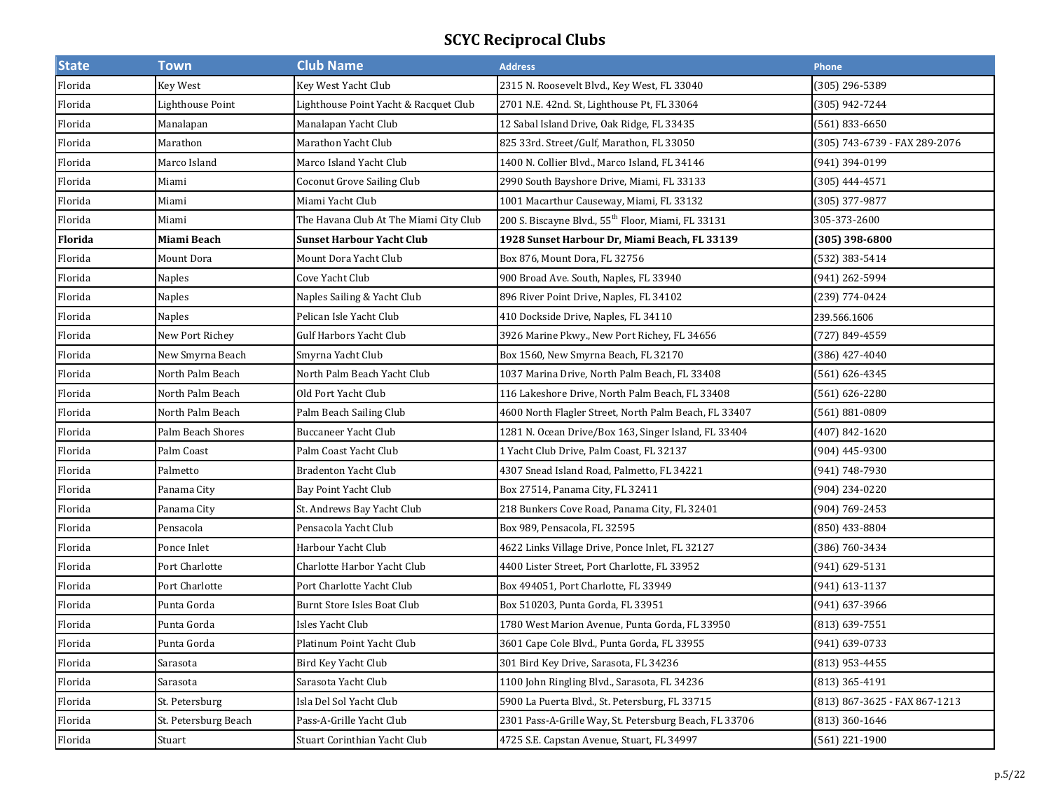# SCYC Reciprocal Clubs

| State | Town | Club Name | Address | Phone |
|---|---|---|---|---|
| Florida | Key West | Key West Yacht Club | 2315 N. Roosevelt Blvd., Key West, FL 33040 | (305) 296-5389 |
| Florida | Lighthouse Point | Lighthouse Point Yacht & Racquet Club | 2701 N.E. 42nd. St, Lighthouse Pt, FL 33064 | (305) 942-7244 |
| Florida | Manalapan | Manalapan Yacht Club | 12 Sabal Island Drive, Oak Ridge, FL 33435 | (561) 833-6650 |
| Florida | Marathon | Marathon Yacht Club | 825 33rd. Street/Gulf, Marathon, FL 33050 | (305) 743-6739 - FAX 289-2076 |
| Florida | Marco Island | Marco Island Yacht Club | 1400 N. Collier Blvd., Marco Island, FL 34146 | (941) 394-0199 |
| Florida | Miami | Coconut Grove Sailing Club | 2990 South Bayshore Drive, Miami, FL 33133 | (305) 444-4571 |
| Florida | Miami | Miami Yacht Club | 1001 Macarthur Causeway, Miami, FL 33132 | (305) 377-9877 |
| Florida | Miami | The Havana Club At The Miami City Club | 200 S. Biscayne Blvd., 55th Floor, Miami, FL 33131 | 305-373-2600 |
| **Florida** | **Miami Beach** | **Sunset Harbour Yacht Club** | **1928 Sunset Harbour Dr, Miami Beach, FL 33139** | **(305) 398-6800** |
| Florida | Mount Dora | Mount Dora Yacht Club | Box 876, Mount Dora, FL 32756 | (532) 383-5414 |
| Florida | Naples | Cove Yacht Club | 900 Broad Ave. South, Naples, FL 33940 | (941) 262-5994 |
| Florida | Naples | Naples Sailing & Yacht Club | 896 River Point Drive, Naples, FL 34102 | (239) 774-0424 |
| Florida | Naples | Pelican Isle Yacht Club | 410 Dockside Drive, Naples, FL 34110 | 239.566.1606 |
| Florida | New Port Richey | Gulf Harbors Yacht Club | 3926 Marine Pkwy., New Port Richey, FL 34656 | (727) 849-4559 |
| Florida | New Smyrna Beach | Smyrna Yacht Club | Box 1560, New Smyrna Beach, FL 32170 | (386) 427-4040 |
| Florida | North Palm Beach | North Palm Beach Yacht Club | 1037 Marina Drive, North Palm Beach, FL 33408 | (561) 626-4345 |
| Florida | North Palm Beach | Old Port Yacht Club | 116 Lakeshore Drive, North Palm Beach, FL 33408 | (561) 626-2280 |
| Florida | North Palm Beach | Palm Beach Sailing Club | 4600 North Flagler Street, North Palm Beach, FL 33407 | (561) 881-0809 |
| Florida | Palm Beach Shores | Buccaneer Yacht Club | 1281 N. Ocean Drive/Box 163, Singer Island, FL 33404 | (407) 842-1620 |
| Florida | Palm Coast | Palm Coast Yacht Club | 1 Yacht Club Drive, Palm Coast, FL 32137 | (904) 445-9300 |
| Florida | Palmetto | Bradenton Yacht Club | 4307 Snead Island Road, Palmetto, FL 34221 | (941) 748-7930 |
| Florida | Panama City | Bay Point Yacht Club | Box 27514, Panama City, FL 32411 | (904) 234-0220 |
| Florida | Panama City | St. Andrews Bay Yacht Club | 218 Bunkers Cove Road, Panama City, FL 32401 | (904) 769-2453 |
| Florida | Pensacola | Pensacola Yacht Club | Box 989, Pensacola, FL 32595 | (850) 433-8804 |
| Florida | Ponce Inlet | Harbour Yacht Club | 4622 Links Village Drive, Ponce Inlet, FL 32127 | (386) 760-3434 |
| Florida | Port Charlotte | Charlotte Harbor Yacht Club | 4400 Lister Street, Port Charlotte, FL 33952 | (941) 629-5131 |
| Florida | Port Charlotte | Port Charlotte Yacht Club | Box 494051, Port Charlotte, FL 33949 | (941) 613-1137 |
| Florida | Punta Gorda | Burnt Store Isles Boat Club | Box 510203, Punta Gorda, FL 33951 | (941) 637-3966 |
| Florida | Punta Gorda | Isles Yacht Club | 1780 West Marion Avenue, Punta Gorda, FL 33950 | (813) 639-7551 |
| Florida | Punta Gorda | Platinum Point Yacht Club | 3601 Cape Cole Blvd., Punta Gorda, FL 33955 | (941) 639-0733 |
| Florida | Sarasota | Bird Key Yacht Club | 301 Bird Key Drive, Sarasota, FL 34236 | (813) 953-4455 |
| Florida | Sarasota | Sarasota Yacht Club | 1100 John Ringling Blvd., Sarasota, FL 34236 | (813) 365-4191 |
| Florida | St. Petersburg | Isla Del Sol Yacht Club | 5900 La Puerta Blvd., St. Petersburg, FL 33715 | (813) 867-3625 - FAX 867-1213 |
| Florida | St. Petersburg Beach | Pass-A-Grille Yacht Club | 2301 Pass-A-Grille Way, St. Petersburg Beach, FL 33706 | (813) 360-1646 |
| Florida | Stuart | Stuart Corinthian Yacht Club | 4725 S.E. Capstan Avenue, Stuart, FL 34997 | (561) 221-1900 |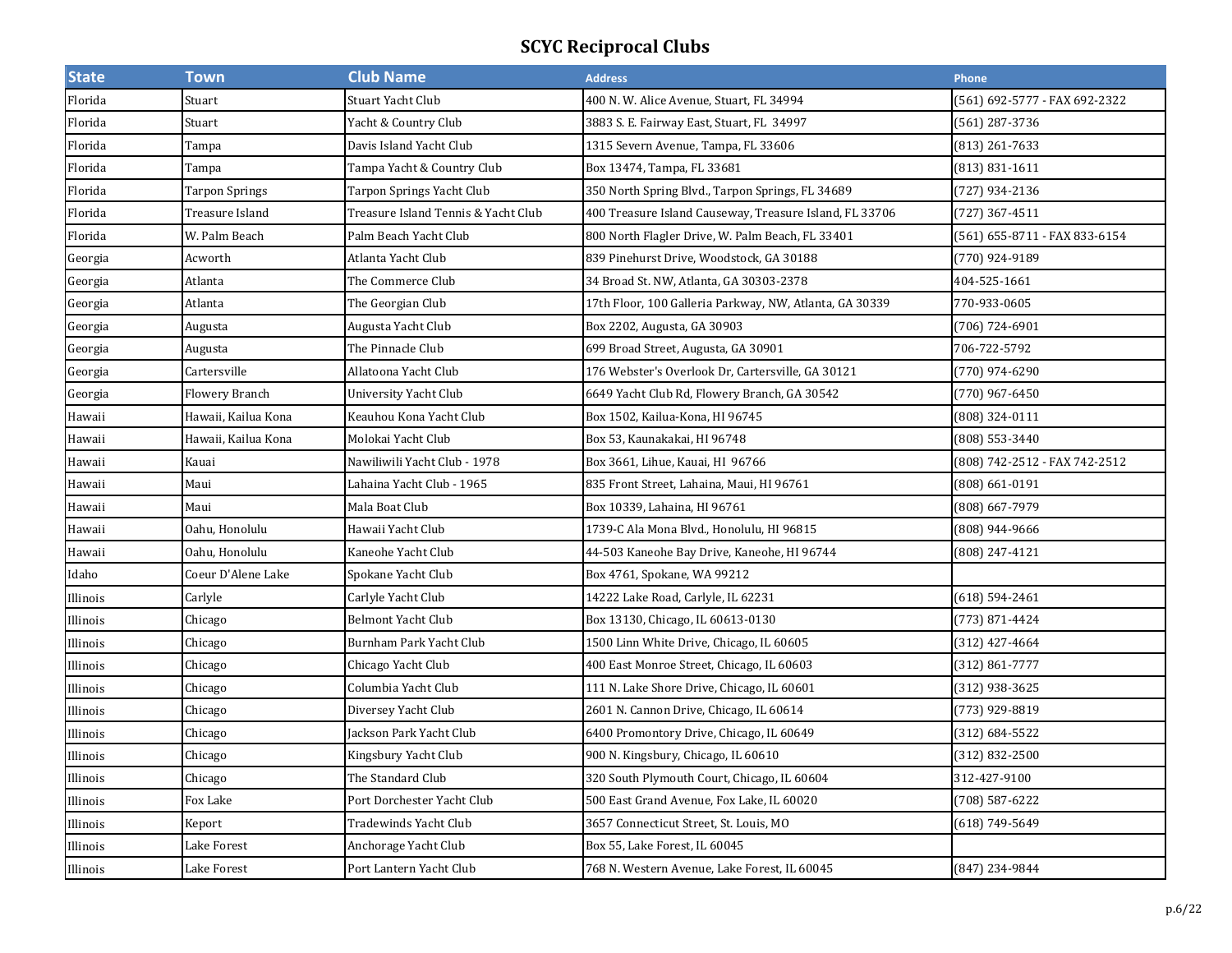# SCYC Reciprocal Clubs

| State | Town | Club Name | Address | Phone |
|---|---|---|---|---|
| Florida | Stuart | Stuart Yacht Club | 400 N. W. Alice Avenue, Stuart, FL 34994 | (561) 692-5777 - FAX 692-2322 |
| Florida | Stuart | Yacht & Country Club | 3883 S. E. Fairway East, Stuart, FL  34997 | (561) 287-3736 |
| Florida | Tampa | Davis Island Yacht Club | 1315 Severn Avenue, Tampa, FL 33606 | (813) 261-7633 |
| Florida | Tampa | Tampa Yacht & Country Club | Box 13474, Tampa, FL 33681 | (813) 831-1611 |
| Florida | Tarpon Springs | Tarpon Springs Yacht Club | 350 North Spring Blvd., Tarpon Springs, FL 34689 | (727) 934-2136 |
| Florida | Treasure Island | Treasure Island Tennis & Yacht Club | 400 Treasure Island Causeway, Treasure Island, FL 33706 | (727) 367-4511 |
| Florida | W. Palm Beach | Palm Beach Yacht Club | 800 North Flagler Drive, W. Palm Beach, FL 33401 | (561) 655-8711 - FAX 833-6154 |
| Georgia | Acworth | Atlanta Yacht Club | 839 Pinehurst Drive, Woodstock, GA 30188 | (770) 924-9189 |
| Georgia | Atlanta | The Commerce Club | 34 Broad St. NW, Atlanta, GA 30303-2378 | 404-525-1661 |
| Georgia | Atlanta | The Georgian Club | 17th Floor, 100 Galleria Parkway, NW, Atlanta, GA 30339 | 770-933-0605 |
| Georgia | Augusta | Augusta Yacht Club | Box 2202, Augusta, GA 30903 | (706) 724-6901 |
| Georgia | Augusta | The Pinnacle Club | 699 Broad Street, Augusta, GA 30901 | 706-722-5792 |
| Georgia | Cartersville | Allatoona Yacht Club | 176 Webster's Overlook Dr, Cartersville, GA 30121 | (770) 974-6290 |
| Georgia | Flowery Branch | University Yacht Club | 6649 Yacht Club Rd, Flowery Branch, GA 30542 | (770) 967-6450 |
| Hawaii | Hawaii, Kailua Kona | Keauhou Kona Yacht Club | Box 1502, Kailua-Kona, HI 96745 | (808) 324-0111 |
| Hawaii | Hawaii, Kailua Kona | Molokai Yacht Club | Box 53, Kaunakakai, HI 96748 | (808) 553-3440 |
| Hawaii | Kauai | Nawiliwili Yacht Club - 1978 | Box 3661, Lihue, Kauai, HI  96766 | (808) 742-2512 - FAX 742-2512 |
| Hawaii | Maui | Lahaina Yacht Club - 1965 | 835 Front Street, Lahaina, Maui, HI 96761 | (808) 661-0191 |
| Hawaii | Maui | Mala Boat Club | Box 10339, Lahaina, HI 96761 | (808) 667-7979 |
| Hawaii | Oahu, Honolulu | Hawaii Yacht Club | 1739-C Ala Mona Blvd., Honolulu, HI 96815 | (808) 944-9666 |
| Hawaii | Oahu, Honolulu | Kaneohe Yacht Club | 44-503 Kaneohe Bay Drive, Kaneohe, HI 96744 | (808) 247-4121 |
| Idaho | Coeur D'Alene Lake | Spokane Yacht Club | Box 4761, Spokane, WA 99212 | |
| Illinois | Carlyle | Carlyle Yacht Club | 14222 Lake Road, Carlyle, IL 62231 | (618) 594-2461 |
| Illinois | Chicago | Belmont Yacht Club | Box 13130, Chicago, IL 60613-0130 | (773) 871-4424 |
| Illinois | Chicago | Burnham Park Yacht Club | 1500 Linn White Drive, Chicago, IL 60605 | (312) 427-4664 |
| Illinois | Chicago | Chicago Yacht Club | 400 East Monroe Street, Chicago, IL 60603 | (312) 861-7777 |
| Illinois | Chicago | Columbia Yacht Club | 111 N. Lake Shore Drive, Chicago, IL 60601 | (312) 938-3625 |
| Illinois | Chicago | Diversey Yacht Club | 2601 N. Cannon Drive, Chicago, IL 60614 | (773) 929-8819 |
| Illinois | Chicago | Jackson Park Yacht Club | 6400 Promontory Drive, Chicago, IL 60649 | (312) 684-5522 |
| Illinois | Chicago | Kingsbury Yacht Club | 900 N. Kingsbury, Chicago, IL 60610 | (312) 832-2500 |
| Illinois | Chicago | The Standard Club | 320 South Plymouth Court, Chicago, IL 60604 | 312-427-9100 |
| Illinois | Fox Lake | Port Dorchester Yacht Club | 500 East Grand Avenue, Fox Lake, IL 60020 | (708) 587-6222 |
| Illinois | Keport | Tradewinds Yacht Club | 3657 Connecticut Street, St. Louis, MO | (618) 749-5649 |
| Illinois | Lake Forest | Anchorage Yacht Club | Box 55, Lake Forest, IL 60045 | |
| Illinois | Lake Forest | Port Lantern Yacht Club | 768 N. Western Avenue, Lake Forest, IL 60045 | (847) 234-9844 |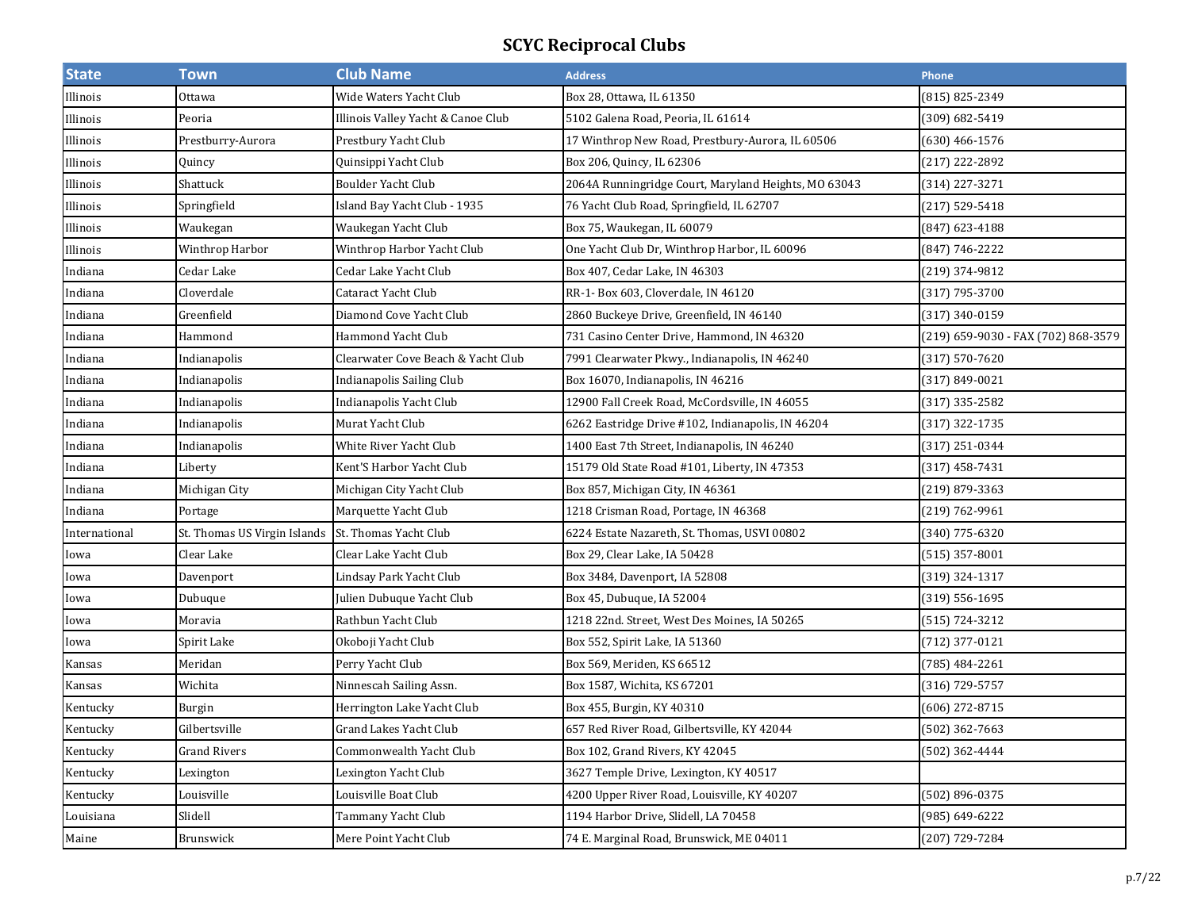# SCYC Reciprocal Clubs

| State | Town | Club Name | Address | Phone |
|---|---|---|---|---|
| Illinois | Ottawa | Wide Waters Yacht Club | Box 28, Ottawa, IL 61350 | (815) 825-2349 |
| Illinois | Peoria | Illinois Valley Yacht & Canoe Club | 5102 Galena Road, Peoria, IL 61614 | (309) 682-5419 |
| Illinois | Prestburry-Aurora | Prestbury Yacht Club | 17 Winthrop New Road, Prestbury-Aurora, IL 60506 | (630) 466-1576 |
| Illinois | Quincy | Quinsippi Yacht Club | Box 206, Quincy, IL 62306 | (217) 222-2892 |
| Illinois | Shattuck | Boulder Yacht Club | 2064A Runningridge Court, Maryland Heights, MO 63043 | (314) 227-3271 |
| Illinois | Springfield | Island Bay Yacht Club - 1935 | 76 Yacht Club Road, Springfield, IL 62707 | (217) 529-5418 |
| Illinois | Waukegan | Waukegan Yacht Club | Box 75, Waukegan, IL 60079 | (847) 623-4188 |
| Illinois | Winthrop Harbor | Winthrop Harbor Yacht Club | One Yacht Club Dr, Winthrop Harbor, IL 60096 | (847) 746-2222 |
| Indiana | Cedar Lake | Cedar Lake Yacht Club | Box 407, Cedar Lake, IN 46303 | (219) 374-9812 |
| Indiana | Cloverdale | Cataract Yacht Club | RR-1- Box 603, Cloverdale, IN 46120 | (317) 795-3700 |
| Indiana | Greenfield | Diamond Cove Yacht Club | 2860 Buckeye Drive, Greenfield, IN 46140 | (317) 340-0159 |
| Indiana | Hammond | Hammond Yacht Club | 731 Casino Center Drive, Hammond, IN 46320 | (219) 659-9030 - FAX (702) 868-3579 |
| Indiana | Indianapolis | Clearwater Cove Beach & Yacht Club | 7991 Clearwater Pkwy., Indianapolis, IN 46240 | (317) 570-7620 |
| Indiana | Indianapolis | Indianapolis Sailing Club | Box 16070, Indianapolis, IN 46216 | (317) 849-0021 |
| Indiana | Indianapolis | Indianapolis Yacht Club | 12900 Fall Creek Road, McCordsville, IN 46055 | (317) 335-2582 |
| Indiana | Indianapolis | Murat Yacht Club | 6262 Eastridge Drive #102, Indianapolis, IN 46204 | (317) 322-1735 |
| Indiana | Indianapolis | White River Yacht Club | 1400 East 7th Street, Indianapolis, IN 46240 | (317) 251-0344 |
| Indiana | Liberty | Kent'S Harbor Yacht Club | 15179 Old State Road #101, Liberty, IN 47353 | (317) 458-7431 |
| Indiana | Michigan City | Michigan City Yacht Club | Box 857, Michigan City, IN 46361 | (219) 879-3363 |
| Indiana | Portage | Marquette Yacht Club | 1218 Crisman Road, Portage, IN 46368 | (219) 762-9961 |
| International | St. Thomas US Virgin Islands | St. Thomas Yacht Club | 6224 Estate Nazareth, St. Thomas, USVI 00802 | (340) 775-6320 |
| Iowa | Clear Lake | Clear Lake Yacht Club | Box 29, Clear Lake, IA 50428 | (515) 357-8001 |
| Iowa | Davenport | Lindsay Park Yacht Club | Box 3484, Davenport, IA 52808 | (319) 324-1317 |
| Iowa | Dubuque | Julien Dubuque Yacht Club | Box 45, Dubuque, IA 52004 | (319) 556-1695 |
| Iowa | Moravia | Rathbun Yacht Club | 1218 22nd. Street, West Des Moines, IA 50265 | (515) 724-3212 |
| Iowa | Spirit Lake | Okoboji Yacht Club | Box 552, Spirit Lake, IA 51360 | (712) 377-0121 |
| Kansas | Meridan | Perry Yacht Club | Box 569, Meriden, KS 66512 | (785) 484-2261 |
| Kansas | Wichita | Ninnescah Sailing Assn. | Box 1587, Wichita, KS 67201 | (316) 729-5757 |
| Kentucky | Burgin | Herrington Lake Yacht Club | Box 455, Burgin, KY 40310 | (606) 272-8715 |
| Kentucky | Gilbertsville | Grand Lakes Yacht Club | 657 Red River Road, Gilbertsville, KY 42044 | (502) 362-7663 |
| Kentucky | Grand Rivers | Commonwealth Yacht Club | Box 102, Grand Rivers, KY 42045 | (502) 362-4444 |
| Kentucky | Lexington | Lexington Yacht Club | 3627 Temple Drive, Lexington, KY 40517 | |
| Kentucky | Louisville | Louisville Boat Club | 4200 Upper River Road, Louisville, KY 40207 | (502) 896-0375 |
| Louisiana | Slidell | Tammany Yacht Club | 1194 Harbor Drive, Slidell, LA 70458 | (985) 649-6222 |
| Maine | Brunswick | Mere Point Yacht Club | 74 E. Marginal Road, Brunswick, ME 04011 | (207) 729-7284 |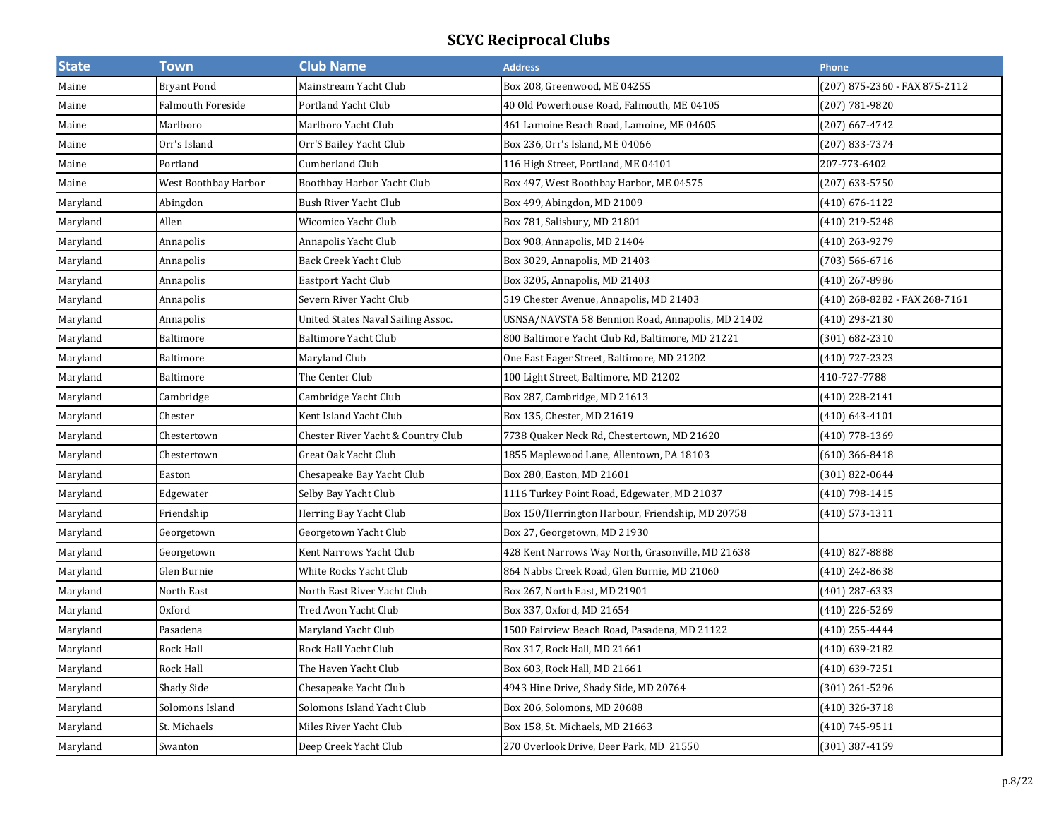# SCYC Reciprocal Clubs

| State | Town | Club Name | Address | Phone |
|---|---|---|---|---|
| Maine | Bryant Pond | Mainstream Yacht Club | Box 208, Greenwood, ME 04255 | (207) 875-2360 - FAX 875-2112 |
| Maine | Falmouth Foreside | Portland Yacht Club | 40 Old Powerhouse Road, Falmouth, ME 04105 | (207) 781-9820 |
| Maine | Marlboro | Marlboro Yacht Club | 461 Lamoine Beach Road, Lamoine, ME 04605 | (207) 667-4742 |
| Maine | Orr's Island | Orr'S Bailey Yacht Club | Box 236, Orr's Island, ME 04066 | (207) 833-7374 |
| Maine | Portland | Cumberland Club | 116 High Street, Portland, ME 04101 | 207-773-6402 |
| Maine | West Boothbay Harbor | Boothbay Harbor Yacht Club | Box 497, West Boothbay Harbor, ME 04575 | (207) 633-5750 |
| Maryland | Abingdon | Bush River Yacht Club | Box 499, Abingdon, MD 21009 | (410) 676-1122 |
| Maryland | Allen | Wicomico Yacht Club | Box 781, Salisbury, MD 21801 | (410) 219-5248 |
| Maryland | Annapolis | Annapolis Yacht Club | Box 908, Annapolis, MD 21404 | (410) 263-9279 |
| Maryland | Annapolis | Back Creek Yacht Club | Box 3029, Annapolis, MD 21403 | (703) 566-6716 |
| Maryland | Annapolis | Eastport Yacht Club | Box 3205, Annapolis, MD 21403 | (410) 267-8986 |
| Maryland | Annapolis | Severn River Yacht Club | 519 Chester Avenue, Annapolis, MD 21403 | (410) 268-8282 - FAX 268-7161 |
| Maryland | Annapolis | United States Naval Sailing Assoc. | USNSA/NAVSTA 58 Bennion Road, Annapolis, MD 21402 | (410) 293-2130 |
| Maryland | Baltimore | Baltimore Yacht Club | 800 Baltimore Yacht Club Rd, Baltimore, MD 21221 | (301) 682-2310 |
| Maryland | Baltimore | Maryland Club | One East Eager Street, Baltimore, MD 21202 | (410) 727-2323 |
| Maryland | Baltimore | The Center Club | 100 Light Street, Baltimore, MD 21202 | 410-727-7788 |
| Maryland | Cambridge | Cambridge Yacht Club | Box 287, Cambridge, MD 21613 | (410) 228-2141 |
| Maryland | Chester | Kent Island Yacht Club | Box 135, Chester, MD 21619 | (410) 643-4101 |
| Maryland | Chestertown | Chester River Yacht & Country Club | 7738 Quaker Neck Rd, Chestertown, MD 21620 | (410) 778-1369 |
| Maryland | Chestertown | Great Oak Yacht Club | 1855 Maplewood Lane, Allentown, PA 18103 | (610) 366-8418 |
| Maryland | Easton | Chesapeake Bay Yacht Club | Box 280, Easton, MD 21601 | (301) 822-0644 |
| Maryland | Edgewater | Selby Bay Yacht Club | 1116 Turkey Point Road, Edgewater, MD 21037 | (410) 798-1415 |
| Maryland | Friendship | Herring Bay Yacht Club | Box 150/Herrington Harbour, Friendship, MD 20758 | (410) 573-1311 |
| Maryland | Georgetown | Georgetown Yacht Club | Box 27, Georgetown, MD 21930 | |
| Maryland | Georgetown | Kent Narrows Yacht Club | 428 Kent Narrows Way North, Grasonville, MD 21638 | (410) 827-8888 |
| Maryland | Glen Burnie | White Rocks Yacht Club | 864 Nabbs Creek Road, Glen Burnie, MD 21060 | (410) 242-8638 |
| Maryland | North East | North East River Yacht Club | Box 267, North East, MD 21901 | (401) 287-6333 |
| Maryland | Oxford | Tred Avon Yacht Club | Box 337, Oxford, MD 21654 | (410) 226-5269 |
| Maryland | Pasadena | Maryland Yacht Club | 1500 Fairview Beach Road, Pasadena, MD 21122 | (410) 255-4444 |
| Maryland | Rock Hall | Rock Hall Yacht Club | Box 317, Rock Hall, MD 21661 | (410) 639-2182 |
| Maryland | Rock Hall | The Haven Yacht Club | Box 603, Rock Hall, MD 21661 | (410) 639-7251 |
| Maryland | Shady Side | Chesapeake Yacht Club | 4943 Hine Drive, Shady Side, MD 20764 | (301) 261-5296 |
| Maryland | Solomons Island | Solomons Island Yacht Club | Box 206, Solomons, MD 20688 | (410) 326-3718 |
| Maryland | St. Michaels | Miles River Yacht Club | Box 158, St. Michaels, MD 21663 | (410) 745-9511 |
| Maryland | Swanton | Deep Creek Yacht Club | 270 Overlook Drive, Deer Park, MD 21550 | (301) 387-4159 |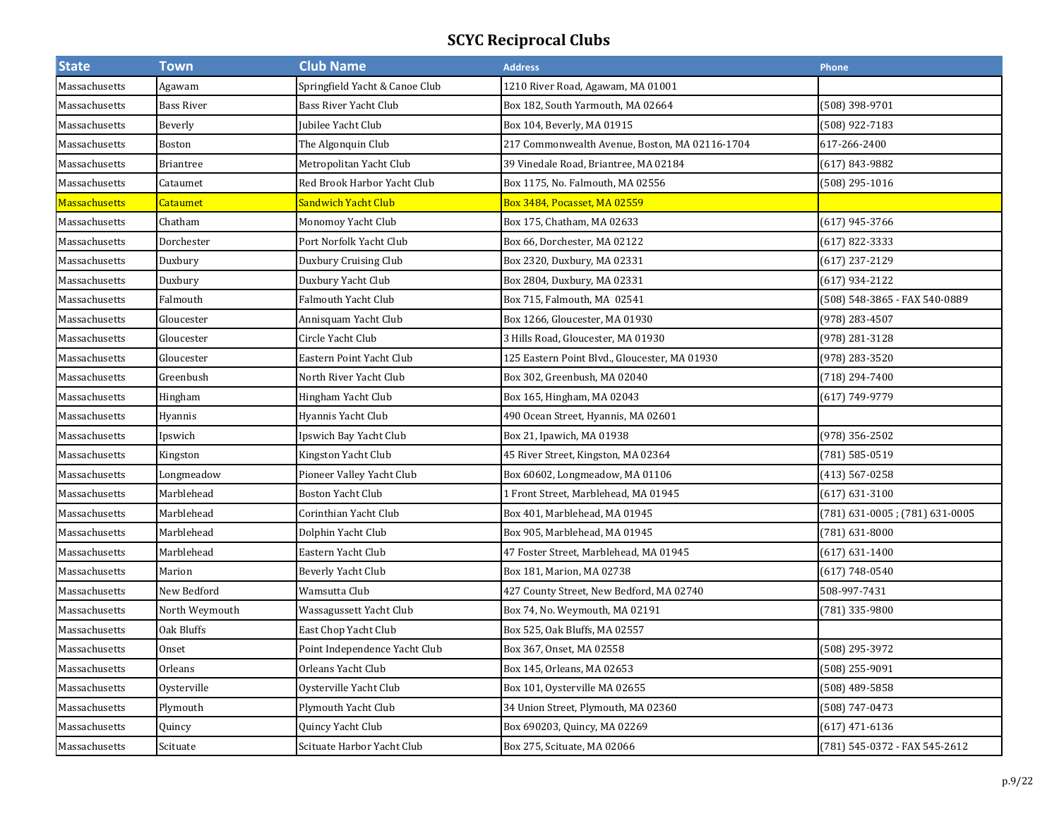# SCYC Reciprocal Clubs

| State | Town | Club Name | Address | Phone |
|---|---|---|---|---|
| Massachusetts | Agawam | Springfield Yacht & Canoe Club | 1210 River Road, Agawam, MA 01001 | |
| Massachusetts | Bass River | Bass River Yacht Club | Box 182, South Yarmouth, MA 02664 | (508) 398-9701 |
| Massachusetts | Beverly | Jubilee Yacht Club | Box 104, Beverly, MA 01915 | (508) 922-7183 |
| Massachusetts | Boston | The Algonquin Club | 217 Commonwealth Avenue, Boston, MA 02116-1704 | 617-266-2400 |
| Massachusetts | Briantree | Metropolitan Yacht Club | 39 Vinedale Road, Briantree, MA 02184 | (617) 843-9882 |
| Massachusetts | Cataumet | Red Brook Harbor Yacht Club | Box 1175, No. Falmouth, MA 02556 | (508) 295-1016 |
| Massachusetts | Cataumet | Sandwich Yacht Club | Box 3484, Pocasset, MA 02559 | |
| Massachusetts | Chatham | Monomoy Yacht Club | Box 175, Chatham, MA 02633 | (617) 945-3766 |
| Massachusetts | Dorchester | Port Norfolk Yacht Club | Box 66, Dorchester, MA 02122 | (617) 822-3333 |
| Massachusetts | Duxbury | Duxbury Cruising Club | Box 2320, Duxbury, MA 02331 | (617) 237-2129 |
| Massachusetts | Duxbury | Duxbury Yacht Club | Box 2804, Duxbury, MA 02331 | (617) 934-2122 |
| Massachusetts | Falmouth | Falmouth Yacht Club | Box 715, Falmouth, MA 02541 | (508) 548-3865 - FAX 540-0889 |
| Massachusetts | Gloucester | Annisquam Yacht Club | Box 1266, Gloucester, MA 01930 | (978) 283-4507 |
| Massachusetts | Gloucester | Circle Yacht Club | 3 Hills Road, Gloucester, MA 01930 | (978) 281-3128 |
| Massachusetts | Gloucester | Eastern Point Yacht Club | 125 Eastern Point Blvd., Gloucester, MA 01930 | (978) 283-3520 |
| Massachusetts | Greenbush | North River Yacht Club | Box 302, Greenbush, MA 02040 | (718) 294-7400 |
| Massachusetts | Hingham | Hingham Yacht Club | Box 165, Hingham, MA 02043 | (617) 749-9779 |
| Massachusetts | Hyannis | Hyannis Yacht Club | 490 Ocean Street, Hyannis, MA 02601 | |
| Massachusetts | Ipswich | Ipswich Bay Yacht Club | Box 21, Ipawich, MA 01938 | (978) 356-2502 |
| Massachusetts | Kingston | Kingston Yacht Club | 45 River Street, Kingston, MA 02364 | (781) 585-0519 |
| Massachusetts | Longmeadow | Pioneer Valley Yacht Club | Box 60602, Longmeadow, MA 01106 | (413) 567-0258 |
| Massachusetts | Marblehead | Boston Yacht Club | 1 Front Street, Marblehead, MA 01945 | (617) 631-3100 |
| Massachusetts | Marblehead | Corinthian Yacht Club | Box 401, Marblehead, MA 01945 | (781) 631-0005 ; (781) 631-0005 |
| Massachusetts | Marblehead | Dolphin Yacht Club | Box 905, Marblehead, MA 01945 | (781) 631-8000 |
| Massachusetts | Marblehead | Eastern Yacht Club | 47 Foster Street, Marblehead, MA 01945 | (617) 631-1400 |
| Massachusetts | Marion | Beverly Yacht Club | Box 181, Marion, MA 02738 | (617) 748-0540 |
| Massachusetts | New Bedford | Wamsutta Club | 427 County Street, New Bedford, MA 02740 | 508-997-7431 |
| Massachusetts | North Weymouth | Wassagussett Yacht Club | Box 74, No. Weymouth, MA 02191 | (781) 335-9800 |
| Massachusetts | Oak Bluffs | East Chop Yacht Club | Box 525, Oak Bluffs, MA 02557 | |
| Massachusetts | Onset | Point Independence Yacht Club | Box 367, Onset, MA 02558 | (508) 295-3972 |
| Massachusetts | Orleans | Orleans Yacht Club | Box 145, Orleans, MA 02653 | (508) 255-9091 |
| Massachusetts | Oysterville | Oysterville Yacht Club | Box 101, Oysterville MA 02655 | (508) 489-5858 |
| Massachusetts | Plymouth | Plymouth Yacht Club | 34 Union Street, Plymouth, MA 02360 | (508) 747-0473 |
| Massachusetts | Quincy | Quincy Yacht Club | Box 690203, Quincy, MA 02269 | (617) 471-6136 |
| Massachusetts | Scituate | Scituate Harbor Yacht Club | Box 275, Scituate, MA 02066 | (781) 545-0372 - FAX 545-2612 |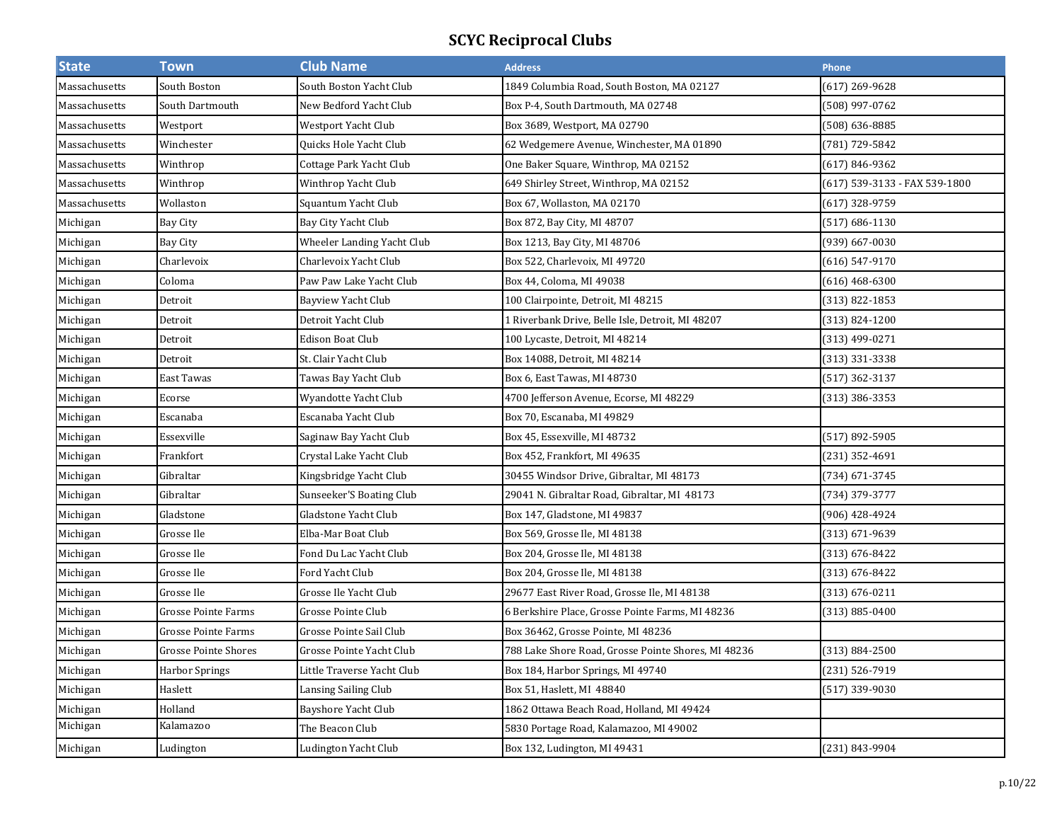# SCYC Reciprocal Clubs

| State | Town | Club Name | Address | Phone |
|---|---|---|---|---|
| Massachusetts | South Boston | South Boston Yacht Club | 1849 Columbia Road, South Boston, MA 02127 | (617) 269-9628 |
| Massachusetts | South Dartmouth | New Bedford Yacht Club | Box P-4, South Dartmouth, MA 02748 | (508) 997-0762 |
| Massachusetts | Westport | Westport Yacht Club | Box 3689, Westport, MA 02790 | (508) 636-8885 |
| Massachusetts | Winchester | Quicks Hole Yacht Club | 62 Wedgemere Avenue, Winchester, MA 01890 | (781) 729-5842 |
| Massachusetts | Winthrop | Cottage Park Yacht Club | One Baker Square, Winthrop, MA 02152 | (617) 846-9362 |
| Massachusetts | Winthrop | Winthrop Yacht Club | 649 Shirley Street, Winthrop, MA 02152 | (617) 539-3133 - FAX 539-1800 |
| Massachusetts | Wollaston | Squantum Yacht Club | Box 67, Wollaston, MA 02170 | (617) 328-9759 |
| Michigan | Bay City | Bay City Yacht Club | Box 872, Bay City, MI 48707 | (517) 686-1130 |
| Michigan | Bay City | Wheeler Landing Yacht Club | Box 1213, Bay City, MI 48706 | (939) 667-0030 |
| Michigan | Charlevoix | Charlevoix Yacht Club | Box 522, Charlevoix, MI 49720 | (616) 547-9170 |
| Michigan | Coloma | Paw Paw Lake Yacht Club | Box 44, Coloma, MI 49038 | (616) 468-6300 |
| Michigan | Detroit | Bayview Yacht Club | 100 Clairpointe, Detroit, MI 48215 | (313) 822-1853 |
| Michigan | Detroit | Detroit Yacht Club | 1 Riverbank Drive, Belle Isle, Detroit, MI 48207 | (313) 824-1200 |
| Michigan | Detroit | Edison Boat Club | 100 Lycaste, Detroit, MI 48214 | (313) 499-0271 |
| Michigan | Detroit | St. Clair Yacht Club | Box 14088, Detroit, MI 48214 | (313) 331-3338 |
| Michigan | East Tawas | Tawas Bay Yacht Club | Box 6, East Tawas, MI 48730 | (517) 362-3137 |
| Michigan | Ecorse | Wyandotte Yacht Club | 4700 Jefferson Avenue, Ecorse, MI 48229 | (313) 386-3353 |
| Michigan | Escanaba | Escanaba Yacht Club | Box 70, Escanaba, MI 49829 | |
| Michigan | Essexville | Saginaw Bay Yacht Club | Box 45, Essexville, MI 48732 | (517) 892-5905 |
| Michigan | Frankfort | Crystal Lake Yacht Club | Box 452, Frankfort, MI 49635 | (231) 352-4691 |
| Michigan | Gibraltar | Kingsbridge Yacht Club | 30455 Windsor Drive, Gibraltar, MI 48173 | (734) 671-3745 |
| Michigan | Gibraltar | Sunseeker'S Boating Club | 29041 N. Gibraltar Road, Gibraltar, MI 48173 | (734) 379-3777 |
| Michigan | Gladstone | Gladstone Yacht Club | Box 147, Gladstone, MI 49837 | (906) 428-4924 |
| Michigan | Grosse Ile | Elba-Mar Boat Club | Box 569, Grosse Ile, MI 48138 | (313) 671-9639 |
| Michigan | Grosse Ile | Fond Du Lac Yacht Club | Box 204, Grosse Ile, MI 48138 | (313) 676-8422 |
| Michigan | Grosse Ile | Ford Yacht Club | Box 204, Grosse Ile, MI 48138 | (313) 676-8422 |
| Michigan | Grosse Ile | Grosse Ile Yacht Club | 29677 East River Road, Grosse Ile, MI 48138 | (313) 676-0211 |
| Michigan | Grosse Pointe Farms | Grosse Pointe Club | 6 Berkshire Place, Grosse Pointe Farms, MI 48236 | (313) 885-0400 |
| Michigan | Grosse Pointe Farms | Grosse Pointe Sail Club | Box 36462, Grosse Pointe, MI 48236 | |
| Michigan | Grosse Pointe Shores | Grosse Pointe Yacht Club | 788 Lake Shore Road, Grosse Pointe Shores, MI 48236 | (313) 884-2500 |
| Michigan | Harbor Springs | Little Traverse Yacht Club | Box 184, Harbor Springs, MI 49740 | (231) 526-7919 |
| Michigan | Haslett | Lansing Sailing Club | Box 51, Haslett, MI 48840 | (517) 339-9030 |
| Michigan | Holland | Bayshore Yacht Club | 1862 Ottawa Beach Road, Holland, MI 49424 | |
| Michigan | Kalamazoo | The Beacon Club | 5830 Portage Road, Kalamazoo, MI 49002 | |
| Michigan | Ludington | Ludington Yacht Club | Box 132, Ludington, MI 49431 | (231) 843-9904 |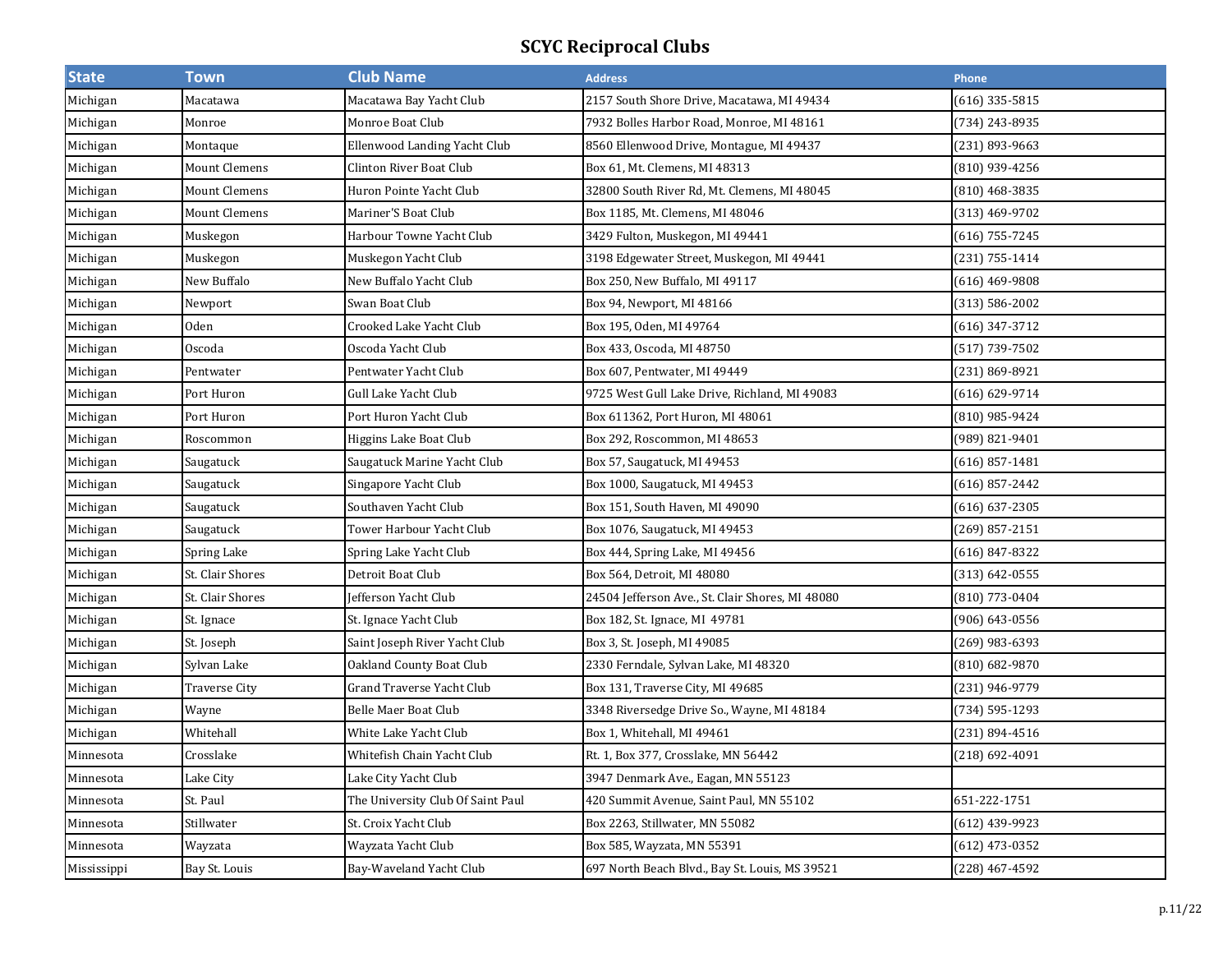# SCYC Reciprocal Clubs

| State | Town | Club Name | Address | Phone |
|---|---|---|---|---|
| Michigan | Macatawa | Macatawa Bay Yacht Club | 2157 South Shore Drive, Macatawa, MI 49434 | (616) 335-5815 |
| Michigan | Monroe | Monroe Boat Club | 7932 Bolles Harbor Road, Monroe, MI 48161 | (734) 243-8935 |
| Michigan | Montaque | Ellenwood Landing Yacht Club | 8560 Ellenwood Drive, Montague, MI 49437 | (231) 893-9663 |
| Michigan | Mount Clemens | Clinton River Boat Club | Box 61, Mt. Clemens, MI 48313 | (810) 939-4256 |
| Michigan | Mount Clemens | Huron Pointe Yacht Club | 32800 South River Rd, Mt. Clemens, MI 48045 | (810) 468-3835 |
| Michigan | Mount Clemens | Mariner'S Boat Club | Box 1185, Mt. Clemens, MI 48046 | (313) 469-9702 |
| Michigan | Muskegon | Harbour Towne Yacht Club | 3429 Fulton, Muskegon, MI 49441 | (616) 755-7245 |
| Michigan | Muskegon | Muskegon Yacht Club | 3198 Edgewater Street, Muskegon, MI 49441 | (231) 755-1414 |
| Michigan | New Buffalo | New Buffalo Yacht Club | Box 250, New Buffalo, MI 49117 | (616) 469-9808 |
| Michigan | Newport | Swan Boat Club | Box 94, Newport, MI 48166 | (313) 586-2002 |
| Michigan | Oden | Crooked Lake Yacht Club | Box 195, Oden, MI 49764 | (616) 347-3712 |
| Michigan | Oscoda | Oscoda Yacht Club | Box 433, Oscoda, MI 48750 | (517) 739-7502 |
| Michigan | Pentwater | Pentwater Yacht Club | Box 607, Pentwater, MI 49449 | (231) 869-8921 |
| Michigan | Port Huron | Gull Lake Yacht Club | 9725 West Gull Lake Drive, Richland, MI 49083 | (616) 629-9714 |
| Michigan | Port Huron | Port Huron Yacht Club | Box 611362, Port Huron, MI 48061 | (810) 985-9424 |
| Michigan | Roscommon | Higgins Lake Boat Club | Box 292, Roscommon, MI 48653 | (989) 821-9401 |
| Michigan | Saugatuck | Saugatuck Marine Yacht Club | Box 57, Saugatuck, MI 49453 | (616) 857-1481 |
| Michigan | Saugatuck | Singapore Yacht Club | Box 1000, Saugatuck, MI 49453 | (616) 857-2442 |
| Michigan | Saugatuck | Southaven Yacht Club | Box 151, South Haven, MI 49090 | (616) 637-2305 |
| Michigan | Saugatuck | Tower Harbour Yacht Club | Box 1076, Saugatuck, MI 49453 | (269) 857-2151 |
| Michigan | Spring Lake | Spring Lake Yacht Club | Box 444, Spring Lake, MI 49456 | (616) 847-8322 |
| Michigan | St. Clair Shores | Detroit Boat Club | Box 564, Detroit, MI 48080 | (313) 642-0555 |
| Michigan | St. Clair Shores | Jefferson Yacht Club | 24504 Jefferson Ave., St. Clair Shores, MI 48080 | (810) 773-0404 |
| Michigan | St. Ignace | St. Ignace Yacht Club | Box 182, St. Ignace, MI 49781 | (906) 643-0556 |
| Michigan | St. Joseph | Saint Joseph River Yacht Club | Box 3, St. Joseph, MI 49085 | (269) 983-6393 |
| Michigan | Sylvan Lake | Oakland County Boat Club | 2330 Ferndale, Sylvan Lake, MI 48320 | (810) 682-9870 |
| Michigan | Traverse City | Grand Traverse Yacht Club | Box 131, Traverse City, MI 49685 | (231) 946-9779 |
| Michigan | Wayne | Belle Maer Boat Club | 3348 Riversedge Drive So., Wayne, MI 48184 | (734) 595-1293 |
| Michigan | Whitehall | White Lake Yacht Club | Box 1, Whitehall, MI 49461 | (231) 894-4516 |
| Minnesota | Crosslake | Whitefish Chain Yacht Club | Rt. 1, Box 377, Crosslake, MN 56442 | (218) 692-4091 |
| Minnesota | Lake City | Lake City Yacht Club | 3947 Denmark Ave., Eagan, MN 55123 | |
| Minnesota | St. Paul | The University Club Of Saint Paul | 420 Summit Avenue, Saint Paul, MN 55102 | 651-222-1751 |
| Minnesota | Stillwater | St. Croix Yacht Club | Box 2263, Stillwater, MN 55082 | (612) 439-9923 |
| Minnesota | Wayzata | Wayzata Yacht Club | Box 585, Wayzata, MN 55391 | (612) 473-0352 |
| Mississippi | Bay St. Louis | Bay-Waveland Yacht Club | 697 North Beach Blvd., Bay St. Louis, MS 39521 | (228) 467-4592 |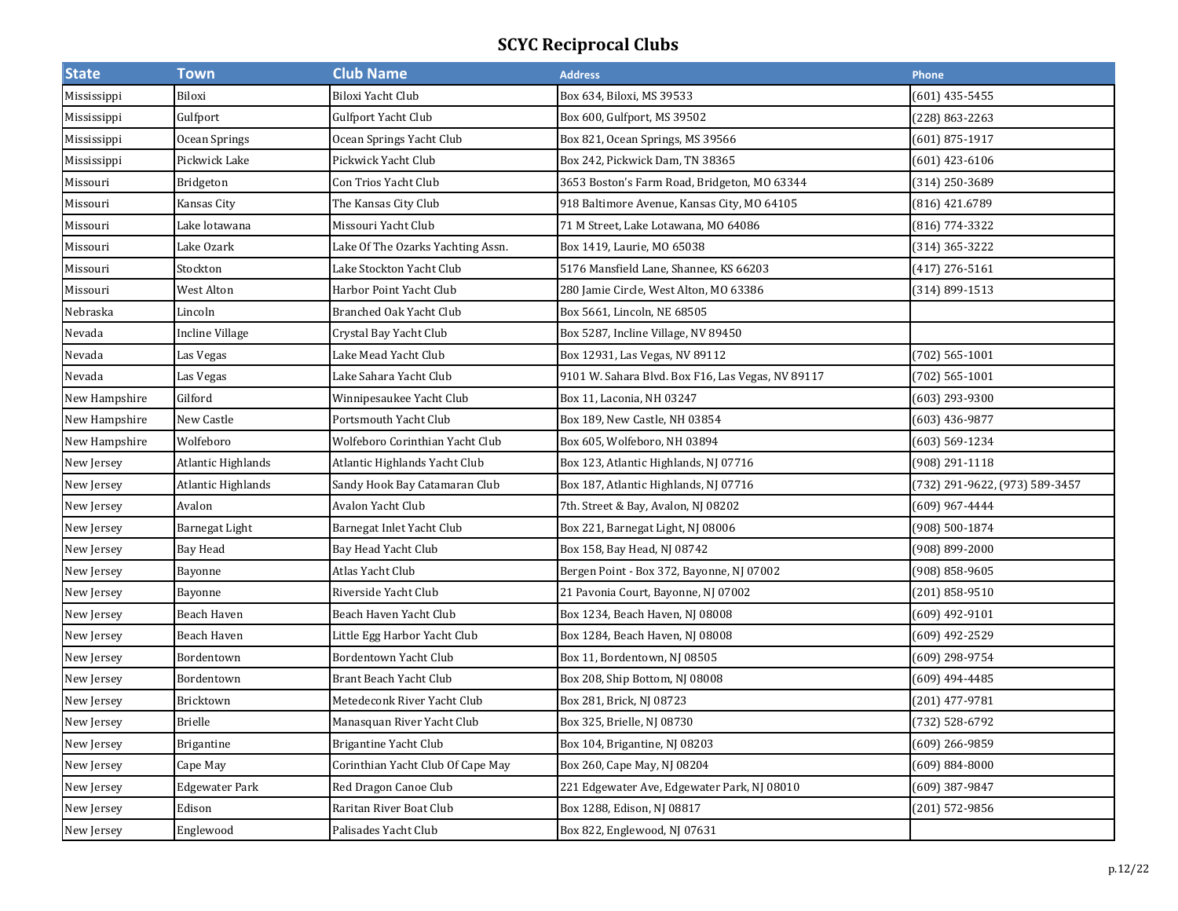# SCYC Reciprocal Clubs

| State | Town | Club Name | Address | Phone |
|---|---|---|---|---|
| Mississippi | Biloxi | Biloxi Yacht Club | Box 634, Biloxi, MS 39533 | (601) 435-5455 |
| Mississippi | Gulfport | Gulfport Yacht Club | Box 600, Gulfport, MS 39502 | (228) 863-2263 |
| Mississippi | Ocean Springs | Ocean Springs Yacht Club | Box 821, Ocean Springs, MS 39566 | (601) 875-1917 |
| Mississippi | Pickwick Lake | Pickwick Yacht Club | Box 242, Pickwick Dam, TN 38365 | (601) 423-6106 |
| Missouri | Bridgeton | Con Trios Yacht Club | 3653 Boston's Farm Road, Bridgeton, MO 63344 | (314) 250-3689 |
| Missouri | Kansas City | The Kansas City Club | 918 Baltimore Avenue, Kansas City, MO 64105 | (816) 421.6789 |
| Missouri | Lake lotawana | Missouri Yacht Club | 71 M Street, Lake Lotawana, MO 64086 | (816) 774-3322 |
| Missouri | Lake Ozark | Lake Of The Ozarks Yachting Assn. | Box 1419, Laurie, MO 65038 | (314) 365-3222 |
| Missouri | Stockton | Lake Stockton Yacht Club | 5176 Mansfield Lane, Shannee, KS 66203 | (417) 276-5161 |
| Missouri | West Alton | Harbor Point Yacht Club | 280 Jamie Circle, West Alton, MO 63386 | (314) 899-1513 |
| Nebraska | Lincoln | Branched Oak Yacht Club | Box 5661, Lincoln, NE 68505 | |
| Nevada | Incline Village | Crystal Bay Yacht Club | Box 5287, Incline Village, NV 89450 | |
| Nevada | Las Vegas | Lake Mead Yacht Club | Box 12931, Las Vegas, NV 89112 | (702) 565-1001 |
| Nevada | Las Vegas | Lake Sahara Yacht Club | 9101 W. Sahara Blvd. Box F16, Las Vegas, NV 89117 | (702) 565-1001 |
| New Hampshire | Gilford | Winnipesaukee Yacht Club | Box 11, Laconia, NH 03247 | (603) 293-9300 |
| New Hampshire | New Castle | Portsmouth Yacht Club | Box 189, New Castle, NH 03854 | (603) 436-9877 |
| New Hampshire | Wolfeboro | Wolfeboro Corinthian Yacht Club | Box 605, Wolfeboro, NH 03894 | (603) 569-1234 |
| New Jersey | Atlantic Highlands | Atlantic Highlands Yacht Club | Box 123, Atlantic Highlands, NJ 07716 | (908) 291-1118 |
| New Jersey | Atlantic Highlands | Sandy Hook Bay Catamaran Club | Box 187, Atlantic Highlands, NJ 07716 | (732) 291-9622, (973) 589-3457 |
| New Jersey | Avalon | Avalon Yacht Club | 7th. Street & Bay, Avalon, NJ 08202 | (609) 967-4444 |
| New Jersey | Barnegat Light | Barnegat Inlet Yacht Club | Box 221, Barnegat Light, NJ 08006 | (908) 500-1874 |
| New Jersey | Bay Head | Bay Head Yacht Club | Box 158, Bay Head, NJ 08742 | (908) 899-2000 |
| New Jersey | Bayonne | Atlas Yacht Club | Bergen Point - Box 372, Bayonne, NJ 07002 | (908) 858-9605 |
| New Jersey | Bayonne | Riverside Yacht Club | 21 Pavonia Court, Bayonne, NJ 07002 | (201) 858-9510 |
| New Jersey | Beach Haven | Beach Haven Yacht Club | Box 1234, Beach Haven, NJ 08008 | (609) 492-9101 |
| New Jersey | Beach Haven | Little Egg Harbor Yacht Club | Box 1284, Beach Haven, NJ 08008 | (609) 492-2529 |
| New Jersey | Bordentown | Bordentown Yacht Club | Box 11, Bordentown, NJ 08505 | (609) 298-9754 |
| New Jersey | Bordentown | Brant Beach Yacht Club | Box 208, Ship Bottom, NJ 08008 | (609) 494-4485 |
| New Jersey | Bricktown | Metedeconk River Yacht Club | Box 281, Brick, NJ 08723 | (201) 477-9781 |
| New Jersey | Brielle | Manasquan River Yacht Club | Box 325, Brielle, NJ 08730 | (732) 528-6792 |
| New Jersey | Brigantine | Brigantine Yacht Club | Box 104, Brigantine, NJ 08203 | (609) 266-9859 |
| New Jersey | Cape May | Corinthian Yacht Club Of Cape May | Box 260, Cape May, NJ 08204 | (609) 884-8000 |
| New Jersey | Edgewater Park | Red Dragon Canoe Club | 221 Edgewater Ave, Edgewater Park, NJ 08010 | (609) 387-9847 |
| New Jersey | Edison | Raritan River Boat Club | Box 1288, Edison, NJ 08817 | (201) 572-9856 |
| New Jersey | Englewood | Palisades Yacht Club | Box 822, Englewood, NJ 07631 | |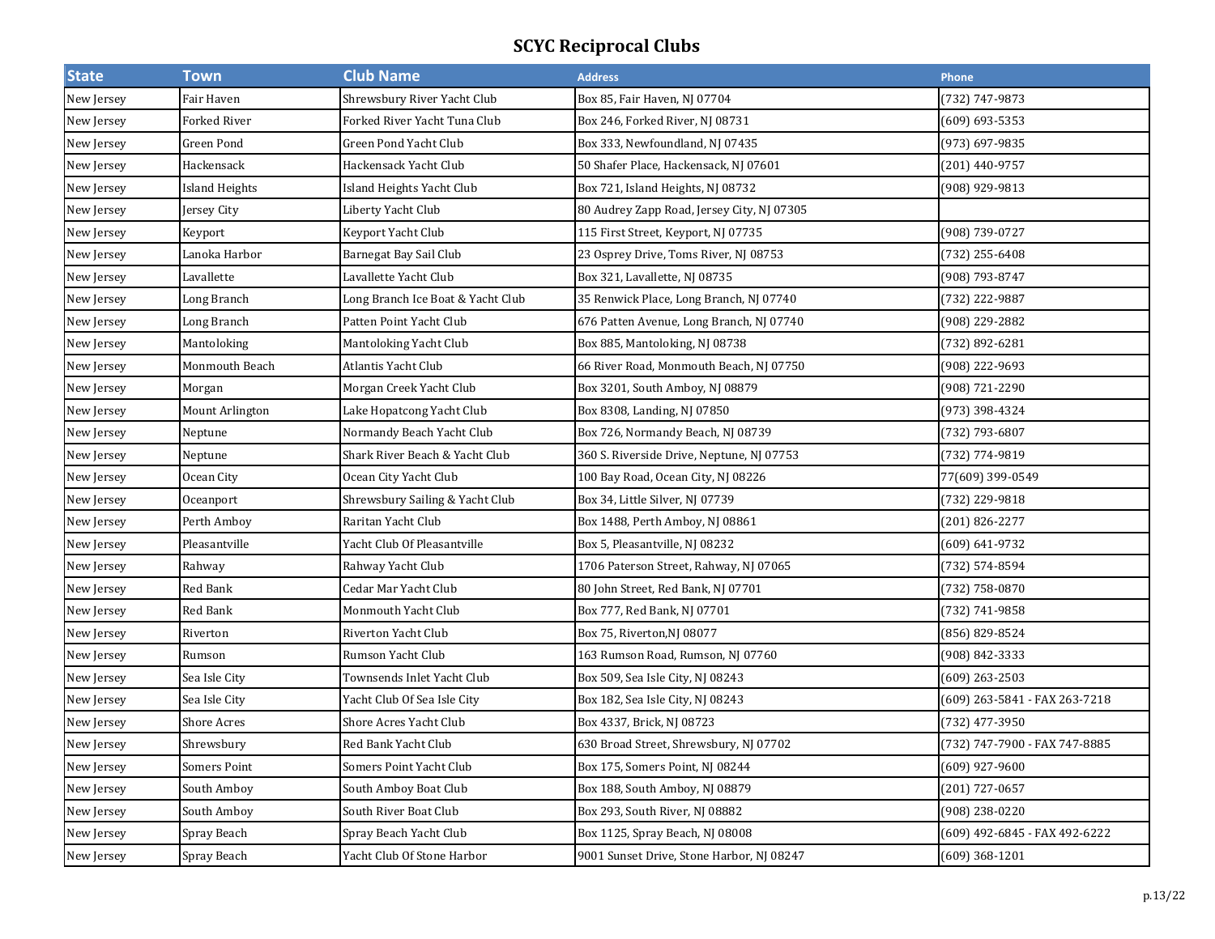# SCYC Reciprocal Clubs

| State | Town | Club Name | Address | Phone |
|---|---|---|---|---|
| New Jersey | Fair Haven | Shrewsbury River Yacht Club | Box 85, Fair Haven, NJ 07704 | (732) 747-9873 |
| New Jersey | Forked River | Forked River Yacht Tuna Club | Box 246, Forked River, NJ 08731 | (609) 693-5353 |
| New Jersey | Green Pond | Green Pond Yacht Club | Box 333, Newfoundland, NJ 07435 | (973) 697-9835 |
| New Jersey | Hackensack | Hackensack Yacht Club | 50 Shafer Place, Hackensack, NJ 07601 | (201) 440-9757 |
| New Jersey | Island Heights | Island Heights Yacht Club | Box 721, Island Heights, NJ 08732 | (908) 929-9813 |
| New Jersey | Jersey City | Liberty Yacht Club | 80 Audrey Zapp Road, Jersey City, NJ 07305 | |
| New Jersey | Keyport | Keyport Yacht Club | 115 First Street, Keyport, NJ 07735 | (908) 739-0727 |
| New Jersey | Lanoka Harbor | Barnegat Bay Sail Club | 23 Osprey Drive, Toms River, NJ 08753 | (732) 255-6408 |
| New Jersey | Lavallette | Lavallette Yacht Club | Box 321, Lavallette, NJ 08735 | (908) 793-8747 |
| New Jersey | Long Branch | Long Branch Ice Boat & Yacht Club | 35 Renwick Place, Long Branch, NJ 07740 | (732) 222-9887 |
| New Jersey | Long Branch | Patten Point Yacht Club | 676 Patten Avenue, Long Branch, NJ 07740 | (908) 229-2882 |
| New Jersey | Mantoloking | Mantoloking Yacht Club | Box 885, Mantoloking, NJ 08738 | (732) 892-6281 |
| New Jersey | Monmouth Beach | Atlantis Yacht Club | 66 River Road, Monmouth Beach, NJ 07750 | (908) 222-9693 |
| New Jersey | Morgan | Morgan Creek Yacht Club | Box 3201, South Amboy, NJ 08879 | (908) 721-2290 |
| New Jersey | Mount Arlington | Lake Hopatcong Yacht Club | Box 8308, Landing, NJ 07850 | (973) 398-4324 |
| New Jersey | Neptune | Normandy Beach Yacht Club | Box 726, Normandy Beach, NJ 08739 | (732) 793-6807 |
| New Jersey | Neptune | Shark River Beach & Yacht Club | 360 S. Riverside Drive, Neptune, NJ 07753 | (732) 774-9819 |
| New Jersey | Ocean City | Ocean City Yacht Club | 100 Bay Road, Ocean City, NJ 08226 | 77(609) 399-0549 |
| New Jersey | Oceanport | Shrewsbury Sailing & Yacht Club | Box 34, Little Silver, NJ 07739 | (732) 229-9818 |
| New Jersey | Perth Amboy | Raritan Yacht Club | Box 1488, Perth Amboy, NJ 08861 | (201) 826-2277 |
| New Jersey | Pleasantville | Yacht Club Of Pleasantville | Box 5, Pleasantville, NJ 08232 | (609) 641-9732 |
| New Jersey | Rahway | Rahway Yacht Club | 1706 Paterson Street, Rahway, NJ 07065 | (732) 574-8594 |
| New Jersey | Red Bank | Cedar Mar Yacht Club | 80 John Street, Red Bank, NJ 07701 | (732) 758-0870 |
| New Jersey | Red Bank | Monmouth Yacht Club | Box 777, Red Bank, NJ 07701 | (732) 741-9858 |
| New Jersey | Riverton | Riverton Yacht Club | Box 75, Riverton,NJ 08077 | (856) 829-8524 |
| New Jersey | Rumson | Rumson Yacht Club | 163 Rumson Road, Rumson, NJ 07760 | (908) 842-3333 |
| New Jersey | Sea Isle City | Townsends Inlet Yacht Club | Box 509, Sea Isle City, NJ 08243 | (609) 263-2503 |
| New Jersey | Sea Isle City | Yacht Club Of Sea Isle City | Box 182, Sea Isle City, NJ 08243 | (609) 263-5841 - FAX 263-7218 |
| New Jersey | Shore Acres | Shore Acres Yacht Club | Box 4337, Brick, NJ 08723 | (732) 477-3950 |
| New Jersey | Shrewsbury | Red Bank Yacht Club | 630 Broad Street, Shrewsbury, NJ 07702 | (732) 747-7900 - FAX 747-8885 |
| New Jersey | Somers Point | Somers Point Yacht Club | Box 175, Somers Point, NJ 08244 | (609) 927-9600 |
| New Jersey | South Amboy | South Amboy Boat Club | Box 188, South Amboy, NJ 08879 | (201) 727-0657 |
| New Jersey | South Amboy | South River Boat Club | Box 293, South River, NJ 08882 | (908) 238-0220 |
| New Jersey | Spray Beach | Spray Beach Yacht Club | Box 1125, Spray Beach, NJ 08008 | (609) 492-6845 - FAX 492-6222 |
| New Jersey | Spray Beach | Yacht Club Of Stone Harbor | 9001 Sunset Drive, Stone Harbor, NJ 08247 | (609) 368-1201 |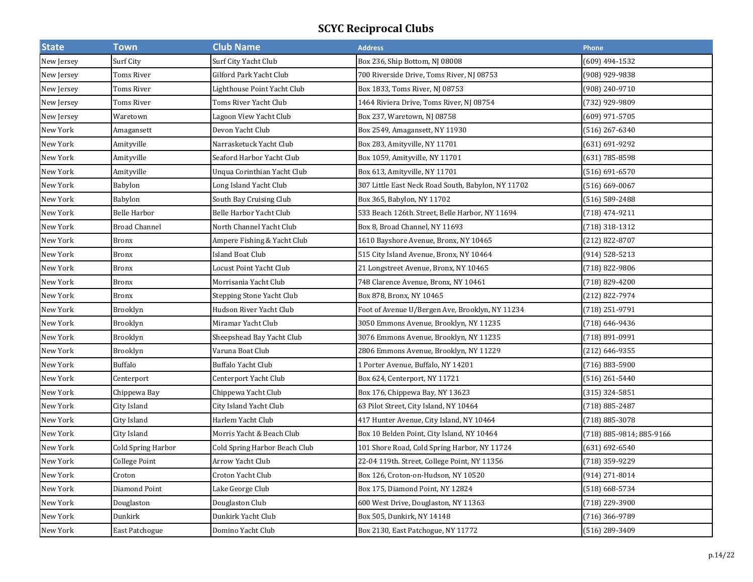# SCYC Reciprocal Clubs

| State | Town | Club Name | Address | Phone |
|---|---|---|---|---|
| New Jersey | Surf City | Surf City Yacht Club | Box 236, Ship Bottom, NJ 08008 | (609) 494-1532 |
| New Jersey | Toms River | Gilford Park Yacht Club | 700 Riverside Drive, Toms River, NJ 08753 | (908) 929-9838 |
| New Jersey | Toms River | Lighthouse Point Yacht Club | Box 1833, Toms River, NJ 08753 | (908) 240-9710 |
| New Jersey | Toms River | Toms River Yacht Club | 1464 Riviera Drive, Toms River, NJ 08754 | (732) 929-9809 |
| New Jersey | Waretown | Lagoon View Yacht Club | Box 237, Waretown, NJ 08758 | (609) 971-5705 |
| New York | Amagansett | Devon Yacht Club | Box 2549, Amagansett, NY 11930 | (516) 267-6340 |
| New York | Amityville | Narrasketuck Yacht Club | Box 283, Amityville, NY 11701 | (631) 691-9292 |
| New York | Amityville | Seaford Harbor Yacht Club | Box 1059, Amityville, NY 11701 | (631) 785-8598 |
| New York | Amityville | Unqua Corinthian Yacht Club | Box 613, Amityville, NY 11701 | (516) 691-6570 |
| New York | Babylon | Long Island Yacht Club | 307 Little East Neck Road South, Babylon, NY 11702 | (516) 669-0067 |
| New York | Babylon | South Bay Cruising Club | Box 365, Babylon, NY 11702 | (516) 589-2488 |
| New York | Belle Harbor | Belle Harbor Yacht Club | 533 Beach 126th. Street, Belle Harbor, NY 11694 | (718) 474-9211 |
| New York | Broad Channel | North Channel Yacht Club | Box 8, Broad Channel, NY 11693 | (718) 318-1312 |
| New York | Bronx | Ampere Fishing & Yacht Club | 1610 Bayshore Avenue, Bronx, NY 10465 | (212) 822-8707 |
| New York | Bronx | Island Boat Club | 515 City Island Avenue, Bronx, NY 10464 | (914) 528-5213 |
| New York | Bronx | Locust Point Yacht Club | 21 Longstreet Avenue, Bronx, NY 10465 | (718) 822-9806 |
| New York | Bronx | Morrisania Yacht Club | 748 Clarence Avenue, Bronx, NY 10461 | (718) 829-4200 |
| New York | Bronx | Stepping Stone Yacht Club | Box 878, Bronx, NY 10465 | (212) 822-7974 |
| New York | Brooklyn | Hudson River Yacht Club | Foot of Avenue U/Bergen Ave, Brooklyn, NY 11234 | (718) 251-9791 |
| New York | Brooklyn | Miramar Yacht Club | 3050 Emmons Avenue, Brooklyn, NY 11235 | (718) 646-9436 |
| New York | Brooklyn | Sheepshead Bay Yacht Club | 3076 Emmons Avenue, Brooklyn, NY 11235 | (718) 891-0991 |
| New York | Brooklyn | Varuna Boat Club | 2806 Emmons Avenue, Brooklyn, NY 11229 | (212) 646-9355 |
| New York | Buffalo | Buffalo Yacht Club | 1 Porter Avenue, Buffalo, NY 14201 | (716) 883-5900 |
| New York | Centerport | Centerport Yacht Club | Box 624, Centerport, NY 11721 | (516) 261-5440 |
| New York | Chippewa Bay | Chippewa Yacht Club | Box 176, Chippewa Bay, NY 13623 | (315) 324-5851 |
| New York | City Island | City Island Yacht Club | 63 Pilot Street, City Island, NY 10464 | (718) 885-2487 |
| New York | City Island | Harlem Yacht Club | 417 Hunter Avenue, City Island, NY 10464 | (718) 885-3078 |
| New York | City Island | Morris Yacht & Beach Club | Box 10 Belden Point, City Island, NY 10464 | (718) 885-9814; 885-9166 |
| New York | Cold Spring Harbor | Cold Spring Harbor Beach Club | 101 Shore Road, Cold Spring Harbor, NY 11724 | (631) 692-6540 |
| New York | College Point | Arrow Yacht Club | 22-04 119th. Street, College Point, NY 11356 | (718) 359-9229 |
| New York | Croton | Croton Yacht Club | Box 126, Croton-on-Hudson, NY 10520 | (914) 271-8014 |
| New York | Diamond Point | Lake George Club | Box 175, Diamond Point, NY 12824 | (518) 668-5734 |
| New York | Douglaston | Douglaston Club | 600 West Drive, Douglaston, NY 11363 | (718) 229-3900 |
| New York | Dunkirk | Dunkirk Yacht Club | Box 505, Dunkirk, NY 14148 | (716) 366-9789 |
| New York | East Patchogue | Domino Yacht Club | Box 2130, East Patchogue, NY 11772 | (516) 289-3409 |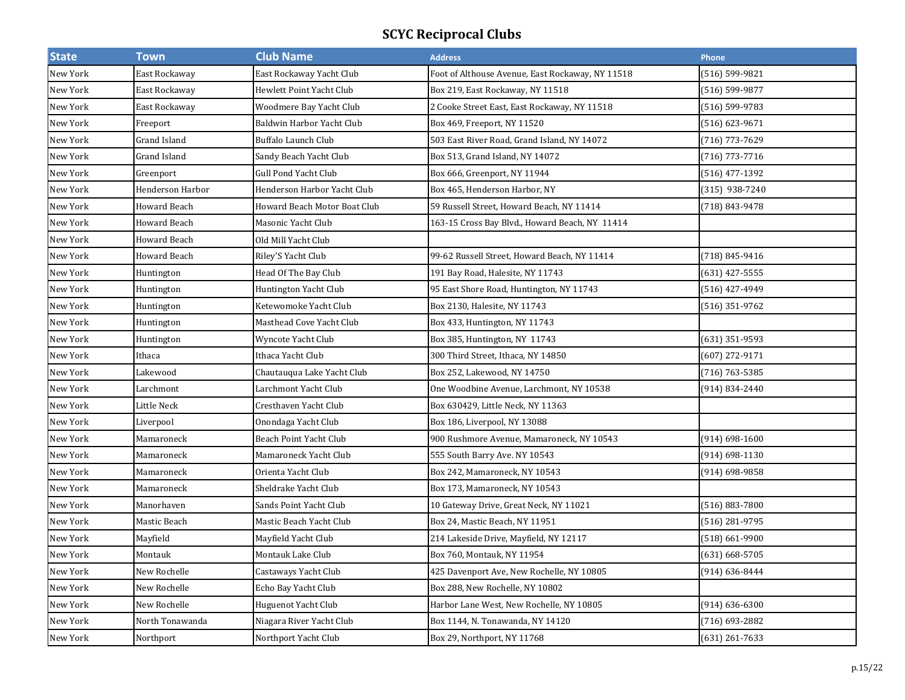# SCYC Reciprocal Clubs

| State | Town | Club Name | Address | Phone |
|---|---|---|---|---|
| New York | East Rockaway | East Rockaway Yacht Club | Foot of Althouse Avenue, East Rockaway, NY 11518 | (516) 599-9821 |
| New York | East Rockaway | Hewlett Point Yacht Club | Box 219, East Rockaway, NY 11518 | (516) 599-9877 |
| New York | East Rockaway | Woodmere Bay Yacht Club | 2 Cooke Street East, East Rockaway, NY 11518 | (516) 599-9783 |
| New York | Freeport | Baldwin Harbor Yacht Club | Box 469, Freeport, NY 11520 | (516) 623-9671 |
| New York | Grand Island | Buffalo Launch Club | 503 East River Road, Grand Island, NY 14072 | (716) 773-7629 |
| New York | Grand Island | Sandy Beach Yacht Club | Box 513, Grand Island, NY 14072 | (716) 773-7716 |
| New York | Greenport | Gull Pond Yacht Club | Box 666, Greenport, NY 11944 | (516) 477-1392 |
| New York | Henderson Harbor | Henderson Harbor Yacht Club | Box 465, Henderson Harbor, NY | (315) 938-7240 |
| New York | Howard Beach | Howard Beach Motor Boat Club | 59 Russell Street, Howard Beach, NY 11414 | (718) 843-9478 |
| New York | Howard Beach | Masonic Yacht Club | 163-15 Cross Bay Blvd., Howard Beach, NY 11414 | |
| New York | Howard Beach | Old Mill Yacht Club | | |
| New York | Howard Beach | Riley'S Yacht Club | 99-62 Russell Street, Howard Beach, NY 11414 | (718) 845-9416 |
| New York | Huntington | Head Of The Bay Club | 191 Bay Road, Halesite, NY 11743 | (631) 427-5555 |
| New York | Huntington | Huntington Yacht Club | 95 East Shore Road, Huntington, NY 11743 | (516) 427-4949 |
| New York | Huntington | Ketewomoke Yacht Club | Box 2130, Halesite, NY 11743 | (516) 351-9762 |
| New York | Huntington | Masthead Cove Yacht Club | Box 433, Huntington, NY 11743 | |
| New York | Huntington | Wyncote Yacht Club | Box 385, Huntington, NY 11743 | (631) 351-9593 |
| New York | Ithaca | Ithaca Yacht Club | 300 Third Street, Ithaca, NY 14850 | (607) 272-9171 |
| New York | Lakewood | Chautauqua Lake Yacht Club | Box 252, Lakewood, NY 14750 | (716) 763-5385 |
| New York | Larchmont | Larchmont Yacht Club | One Woodbine Avenue, Larchmont, NY 10538 | (914) 834-2440 |
| New York | Little Neck | Cresthaven Yacht Club | Box 630429, Little Neck, NY 11363 | |
| New York | Liverpool | Onondaga Yacht Club | Box 186, Liverpool, NY 13088 | |
| New York | Mamaroneck | Beach Point Yacht Club | 900 Rushmore Avenue, Mamaroneck, NY 10543 | (914) 698-1600 |
| New York | Mamaroneck | Mamaroneck Yacht Club | 555 South Barry Ave. NY 10543 | (914) 698-1130 |
| New York | Mamaroneck | Orienta Yacht Club | Box 242, Mamaroneck, NY 10543 | (914) 698-9858 |
| New York | Mamaroneck | Sheldrake Yacht Club | Box 173, Mamaroneck, NY 10543 | |
| New York | Manorhaven | Sands Point Yacht Club | 10 Gateway Drive, Great Neck, NY 11021 | (516) 883-7800 |
| New York | Mastic Beach | Mastic Beach Yacht Club | Box 24, Mastic Beach, NY 11951 | (516) 281-9795 |
| New York | Mayfield | Mayfield Yacht Club | 214 Lakeside Drive, Mayfield, NY 12117 | (518) 661-9900 |
| New York | Montauk | Montauk Lake Club | Box 760, Montauk, NY 11954 | (631) 668-5705 |
| New York | New Rochelle | Castaways Yacht Club | 425 Davenport Ave, New Rochelle, NY 10805 | (914) 636-8444 |
| New York | New Rochelle | Echo Bay Yacht Club | Box 288, New Rochelle, NY 10802 | |
| New York | New Rochelle | Huguenot Yacht Club | Harbor Lane West, New Rochelle, NY 10805 | (914) 636-6300 |
| New York | North Tonawanda | Niagara River Yacht Club | Box 1144, N. Tonawanda, NY 14120 | (716) 693-2882 |
| New York | Northport | Northport Yacht Club | Box 29, Northport, NY 11768 | (631) 261-7633 |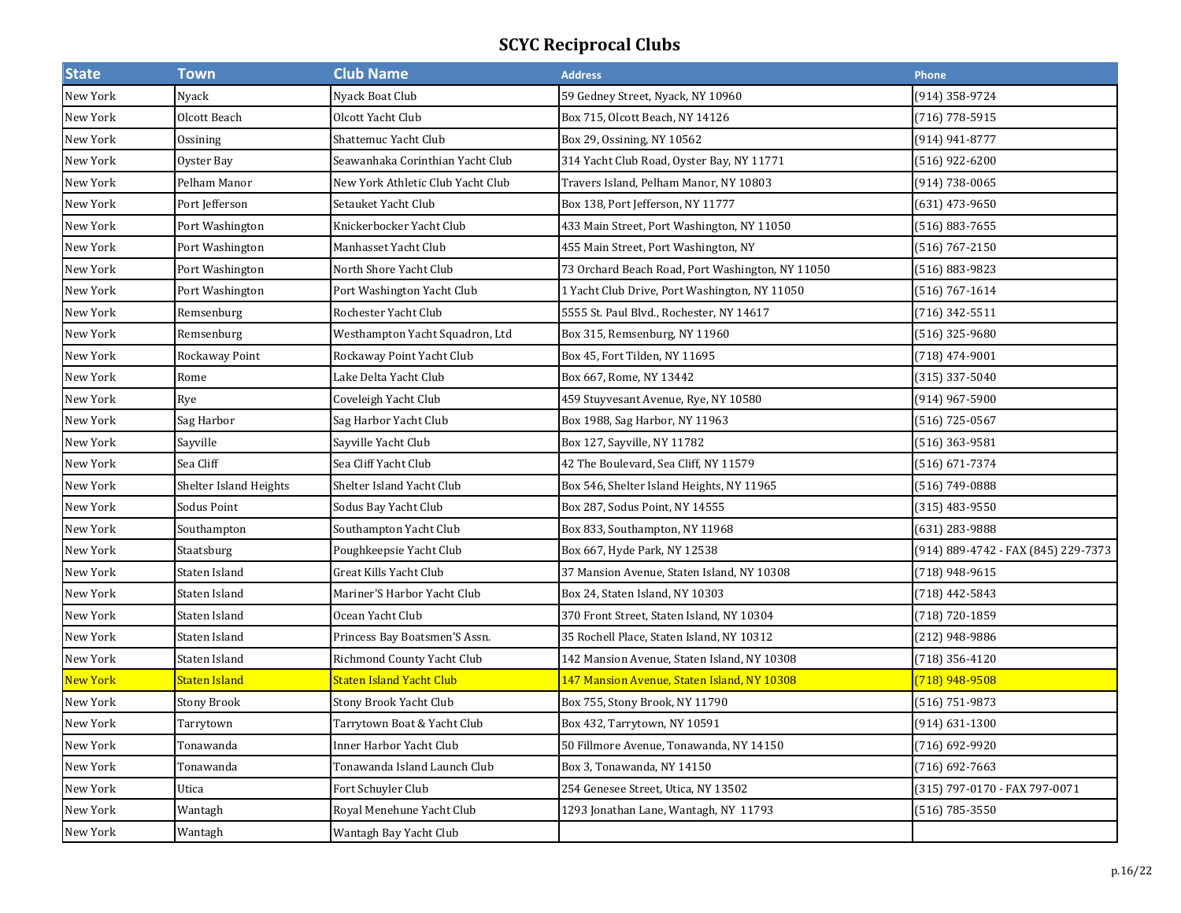# SCYC Reciprocal Clubs

| State | Town | Club Name | Address | Phone |
|---|---|---|---|---|
| New York | Nyack | Nyack Boat Club | 59 Gedney Street, Nyack, NY 10960 | (914) 358-9724 |
| New York | Olcott Beach | Olcott Yacht Club | Box 715, Olcott Beach, NY 14126 | (716) 778-5915 |
| New York | Ossining | Shattemuc Yacht Club | Box 29, Ossining, NY 10562 | (914) 941-8777 |
| New York | Oyster Bay | Seawanhaka Corinthian Yacht Club | 314 Yacht Club Road, Oyster Bay, NY 11771 | (516) 922-6200 |
| New York | Pelham Manor | New York Athletic Club Yacht Club | Travers Island, Pelham Manor, NY 10803 | (914) 738-0065 |
| New York | Port Jefferson | Setauket Yacht Club | Box 138, Port Jefferson, NY 11777 | (631) 473-9650 |
| New York | Port Washington | Knickerbocker Yacht Club | 433 Main Street, Port Washington, NY 11050 | (516) 883-7655 |
| New York | Port Washington | Manhasset Yacht Club | 455 Main Street, Port Washington, NY | (516) 767-2150 |
| New York | Port Washington | North Shore Yacht Club | 73 Orchard Beach Road, Port Washington, NY 11050 | (516) 883-9823 |
| New York | Port Washington | Port Washington Yacht Club | 1 Yacht Club Drive, Port Washington, NY 11050 | (516) 767-1614 |
| New York | Remsenburg | Rochester Yacht Club | 5555 St. Paul Blvd., Rochester, NY 14617 | (716) 342-5511 |
| New York | Remsenburg | Westhampton Yacht Squadron, Ltd | Box 315, Remsenburg, NY 11960 | (516) 325-9680 |
| New York | Rockaway Point | Rockaway Point Yacht Club | Box 45, Fort Tilden, NY 11695 | (718) 474-9001 |
| New York | Rome | Lake Delta Yacht Club | Box 667, Rome, NY 13442 | (315) 337-5040 |
| New York | Rye | Coveleigh Yacht Club | 459 Stuyvesant Avenue, Rye, NY 10580 | (914) 967-5900 |
| New York | Sag Harbor | Sag Harbor Yacht Club | Box 1988, Sag Harbor, NY 11963 | (516) 725-0567 |
| New York | Sayville | Sayville Yacht Club | Box 127, Sayville, NY 11782 | (516) 363-9581 |
| New York | Sea Cliff | Sea Cliff Yacht Club | 42 The Boulevard, Sea Cliff, NY 11579 | (516) 671-7374 |
| New York | Shelter Island Heights | Shelter Island Yacht Club | Box 546, Shelter Island Heights, NY 11965 | (516) 749-0888 |
| New York | Sodus Point | Sodus Bay Yacht Club | Box 287, Sodus Point, NY 14555 | (315) 483-9550 |
| New York | Southampton | Southampton Yacht Club | Box 833, Southampton, NY 11968 | (631) 283-9888 |
| New York | Staatsburg | Poughkeepsie Yacht Club | Box 667, Hyde Park, NY 12538 | (914) 889-4742 - FAX (845) 229-7373 |
| New York | Staten Island | Great Kills Yacht Club | 37 Mansion Avenue, Staten Island, NY 10308 | (718) 948-9615 |
| New York | Staten Island | Mariner'S Harbor Yacht Club | Box 24, Staten Island, NY 10303 | (718) 442-5843 |
| New York | Staten Island | Ocean Yacht Club | 370 Front Street, Staten Island, NY 10304 | (718) 720-1859 |
| New York | Staten Island | Princess Bay Boatsmen'S Assn. | 35 Rochell Place, Staten Island, NY 10312 | (212) 948-9886 |
| New York | Staten Island | Richmond County Yacht Club | 142 Mansion Avenue, Staten Island, NY 10308 | (718) 356-4120 |
| New York | Staten Island | Staten Island Yacht Club | 147 Mansion Avenue, Staten Island, NY 10308 | (718) 948-9508 |
| New York | Stony Brook | Stony Brook Yacht Club | Box 755, Stony Brook, NY 11790 | (516) 751-9873 |
| New York | Tarrytown | Tarrytown Boat & Yacht Club | Box 432, Tarrytown, NY 10591 | (914) 631-1300 |
| New York | Tonawanda | Inner Harbor Yacht Club | 50 Fillmore Avenue, Tonawanda, NY 14150 | (716) 692-9920 |
| New York | Tonawanda | Tonawanda Island Launch Club | Box 3, Tonawanda, NY 14150 | (716) 692-7663 |
| New York | Utica | Fort Schuyler Club | 254 Genesee Street, Utica, NY 13502 | (315) 797-0170 - FAX 797-0071 |
| New York | Wantagh | Royal Menehune Yacht Club | 1293 Jonathan Lane, Wantagh, NY 11793 | (516) 785-3550 |
| New York | Wantagh | Wantagh Bay Yacht Club | | |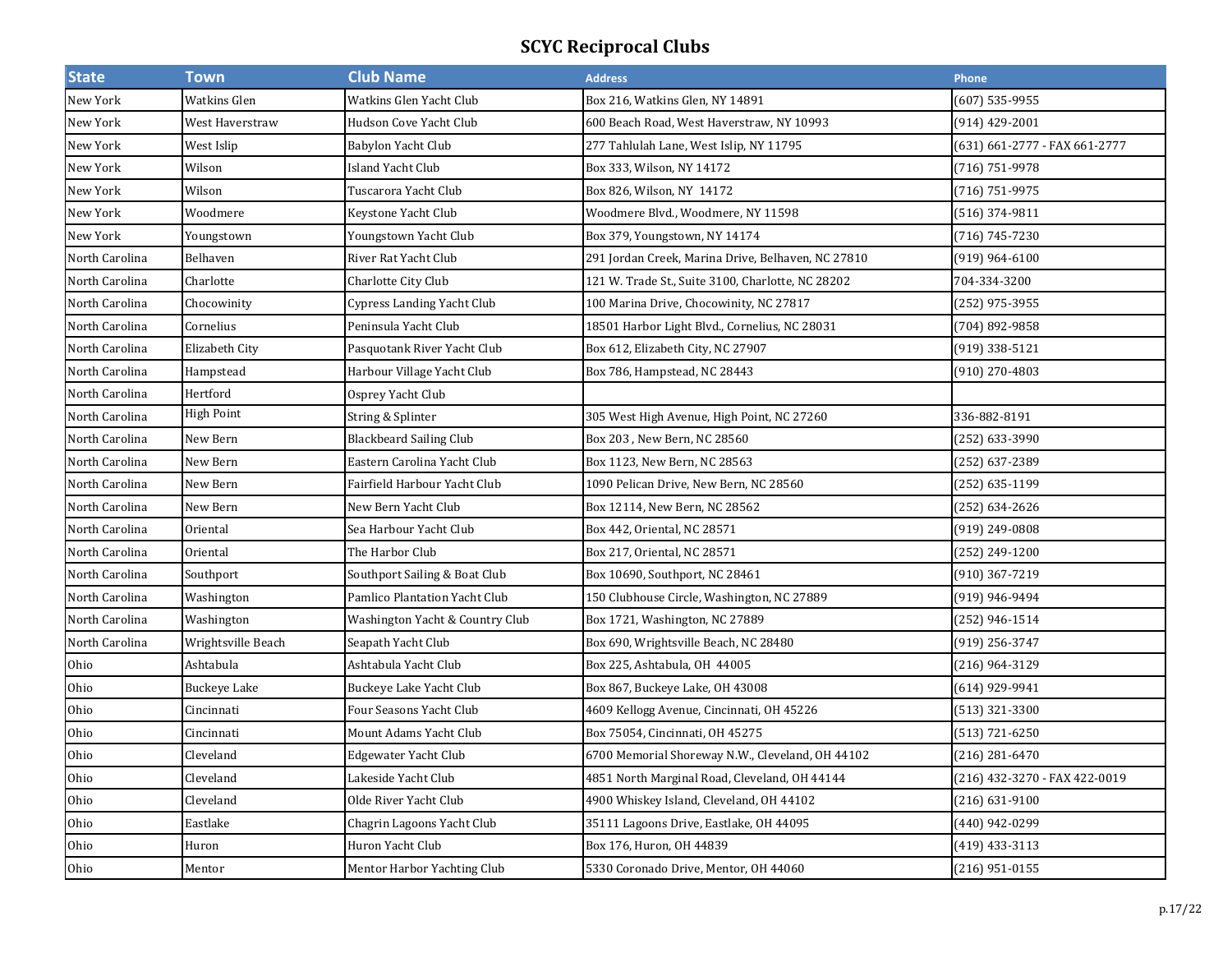# SCYC Reciprocal Clubs

| State | Town | Club Name | Address | Phone |
|---|---|---|---|---|
| New York | Watkins Glen | Watkins Glen Yacht Club | Box 216, Watkins Glen, NY 14891 | (607) 535-9955 |
| New York | West Haverstraw | Hudson Cove Yacht Club | 600 Beach Road, West Haverstraw, NY 10993 | (914) 429-2001 |
| New York | West Islip | Babylon Yacht Club | 277 Tahlulah Lane, West Islip, NY 11795 | (631) 661-2777 - FAX 661-2777 |
| New York | Wilson | Island Yacht Club | Box 333, Wilson, NY 14172 | (716) 751-9978 |
| New York | Wilson | Tuscarora Yacht Club | Box 826, Wilson, NY 14172 | (716) 751-9975 |
| New York | Woodmere | Keystone Yacht Club | Woodmere Blvd., Woodmere, NY 11598 | (516) 374-9811 |
| New York | Youngstown | Youngstown Yacht Club | Box 379, Youngstown, NY 14174 | (716) 745-7230 |
| North Carolina | Belhaven | River Rat Yacht Club | 291 Jordan Creek, Marina Drive, Belhaven, NC 27810 | (919) 964-6100 |
| North Carolina | Charlotte | Charlotte City Club | 121 W. Trade St., Suite 3100, Charlotte, NC 28202 | 704-334-3200 |
| North Carolina | Chocowinity | Cypress Landing Yacht Club | 100 Marina Drive, Chocowinity, NC 27817 | (252) 975-3955 |
| North Carolina | Cornelius | Peninsula Yacht Club | 18501 Harbor Light Blvd., Cornelius, NC 28031 | (704) 892-9858 |
| North Carolina | Elizabeth City | Pasquotank River Yacht Club | Box 612, Elizabeth City, NC 27907 | (919) 338-5121 |
| North Carolina | Hampstead | Harbour Village Yacht Club | Box 786, Hampstead, NC 28443 | (910) 270-4803 |
| North Carolina | Hertford | Osprey Yacht Club | | |
| North Carolina | High Point | String & Splinter | 305 West High Avenue, High Point, NC 27260 | 336-882-8191 |
| North Carolina | New Bern | Blackbeard Sailing Club | Box 203 , New Bern, NC 28560 | (252) 633-3990 |
| North Carolina | New Bern | Eastern Carolina Yacht Club | Box 1123, New Bern, NC 28563 | (252) 637-2389 |
| North Carolina | New Bern | Fairfield Harbour Yacht Club | 1090 Pelican Drive, New Bern, NC 28560 | (252) 635-1199 |
| North Carolina | New Bern | New Bern Yacht Club | Box 12114, New Bern, NC 28562 | (252) 634-2626 |
| North Carolina | Oriental | Sea Harbour Yacht Club | Box 442, Oriental, NC 28571 | (919) 249-0808 |
| North Carolina | Oriental | The Harbor Club | Box 217, Oriental, NC 28571 | (252) 249-1200 |
| North Carolina | Southport | Southport Sailing & Boat Club | Box 10690, Southport, NC 28461 | (910) 367-7219 |
| North Carolina | Washington | Pamlico Plantation Yacht Club | 150 Clubhouse Circle, Washington, NC 27889 | (919) 946-9494 |
| North Carolina | Washington | Washington Yacht & Country Club | Box 1721, Washington, NC 27889 | (252) 946-1514 |
| North Carolina | Wrightsville Beach | Seapath Yacht Club | Box 690, Wrightsville Beach, NC 28480 | (919) 256-3747 |
| Ohio | Ashtabula | Ashtabula Yacht Club | Box 225, Ashtabula, OH 44005 | (216) 964-3129 |
| Ohio | Buckeye Lake | Buckeye Lake Yacht Club | Box 867, Buckeye Lake, OH 43008 | (614) 929-9941 |
| Ohio | Cincinnati | Four Seasons Yacht Club | 4609 Kellogg Avenue, Cincinnati, OH 45226 | (513) 321-3300 |
| Ohio | Cincinnati | Mount Adams Yacht Club | Box 75054, Cincinnati, OH 45275 | (513) 721-6250 |
| Ohio | Cleveland | Edgewater Yacht Club | 6700 Memorial Shoreway N.W., Cleveland, OH 44102 | (216) 281-6470 |
| Ohio | Cleveland | Lakeside Yacht Club | 4851 North Marginal Road, Cleveland, OH 44144 | (216) 432-3270 - FAX 422-0019 |
| Ohio | Cleveland | Olde River Yacht Club | 4900 Whiskey Island, Cleveland, OH 44102 | (216) 631-9100 |
| Ohio | Eastlake | Chagrin Lagoons Yacht Club | 35111 Lagoons Drive, Eastlake, OH 44095 | (440) 942-0299 |
| Ohio | Huron | Huron Yacht Club | Box 176, Huron, OH 44839 | (419) 433-3113 |
| Ohio | Mentor | Mentor Harbor Yachting Club | 5330 Coronado Drive, Mentor, OH 44060 | (216) 951-0155 |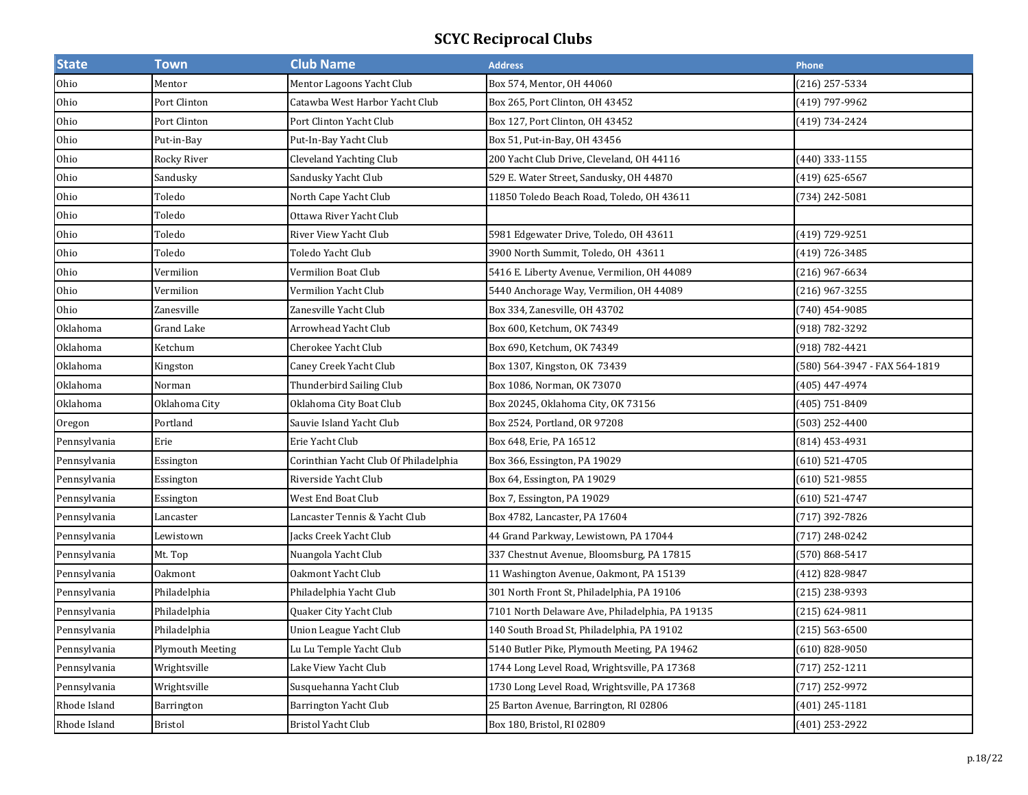# SCYC Reciprocal Clubs

| State | Town | Club Name | Address | Phone |
|---|---|---|---|---|
| Ohio | Mentor | Mentor Lagoons Yacht Club | Box 574, Mentor, OH 44060 | (216) 257-5334 |
| Ohio | Port Clinton | Catawba West Harbor Yacht Club | Box 265, Port Clinton, OH 43452 | (419) 797-9962 |
| Ohio | Port Clinton | Port Clinton Yacht Club | Box 127, Port Clinton, OH 43452 | (419) 734-2424 |
| Ohio | Put-in-Bay | Put-In-Bay Yacht Club | Box 51, Put-in-Bay, OH 43456 | |
| Ohio | Rocky River | Cleveland Yachting Club | 200 Yacht Club Drive, Cleveland, OH 44116 | (440) 333-1155 |
| Ohio | Sandusky | Sandusky Yacht Club | 529 E. Water Street, Sandusky, OH 44870 | (419) 625-6567 |
| Ohio | Toledo | North Cape Yacht Club | 11850 Toledo Beach Road, Toledo, OH 43611 | (734) 242-5081 |
| Ohio | Toledo | Ottawa River Yacht Club | | |
| Ohio | Toledo | River View Yacht Club | 5981 Edgewater Drive, Toledo, OH 43611 | (419) 729-9251 |
| Ohio | Toledo | Toledo Yacht Club | 3900 North Summit, Toledo, OH 43611 | (419) 726-3485 |
| Ohio | Vermilion | Vermilion Boat Club | 5416 E. Liberty Avenue, Vermilion, OH 44089 | (216) 967-6634 |
| Ohio | Vermilion | Vermilion Yacht Club | 5440 Anchorage Way, Vermilion, OH 44089 | (216) 967-3255 |
| Ohio | Zanesville | Zanesville Yacht Club | Box 334, Zanesville, OH 43702 | (740) 454-9085 |
| Oklahoma | Grand Lake | Arrowhead Yacht Club | Box 600, Ketchum, OK 74349 | (918) 782-3292 |
| Oklahoma | Ketchum | Cherokee Yacht Club | Box 690, Ketchum, OK 74349 | (918) 782-4421 |
| Oklahoma | Kingston | Caney Creek Yacht Club | Box 1307, Kingston, OK 73439 | (580) 564-3947 - FAX 564-1819 |
| Oklahoma | Norman | Thunderbird Sailing Club | Box 1086, Norman, OK 73070 | (405) 447-4974 |
| Oklahoma | Oklahoma City | Oklahoma City Boat Club | Box 20245, Oklahoma City, OK 73156 | (405) 751-8409 |
| Oregon | Portland | Sauvie Island Yacht Club | Box 2524, Portland, OR 97208 | (503) 252-4400 |
| Pennsylvania | Erie | Erie Yacht Club | Box 648, Erie, PA 16512 | (814) 453-4931 |
| Pennsylvania | Essington | Corinthian Yacht Club Of Philadelphia | Box 366, Essington, PA 19029 | (610) 521-4705 |
| Pennsylvania | Essington | Riverside Yacht Club | Box 64, Essington, PA 19029 | (610) 521-9855 |
| Pennsylvania | Essington | West End Boat Club | Box 7, Essington, PA 19029 | (610) 521-4747 |
| Pennsylvania | Lancaster | Lancaster Tennis & Yacht Club | Box 4782, Lancaster, PA 17604 | (717) 392-7826 |
| Pennsylvania | Lewistown | Jacks Creek Yacht Club | 44 Grand Parkway, Lewistown, PA 17044 | (717) 248-0242 |
| Pennsylvania | Mt. Top | Nuangola Yacht Club | 337 Chestnut Avenue, Bloomsburg, PA 17815 | (570) 868-5417 |
| Pennsylvania | Oakmont | Oakmont Yacht Club | 11 Washington Avenue, Oakmont, PA 15139 | (412) 828-9847 |
| Pennsylvania | Philadelphia | Philadelphia Yacht Club | 301 North Front St, Philadelphia, PA 19106 | (215) 238-9393 |
| Pennsylvania | Philadelphia | Quaker City Yacht Club | 7101 North Delaware Ave, Philadelphia, PA 19135 | (215) 624-9811 |
| Pennsylvania | Philadelphia | Union League Yacht Club | 140 South Broad St, Philadelphia, PA 19102 | (215) 563-6500 |
| Pennsylvania | Plymouth Meeting | Lu Lu Temple Yacht Club | 5140 Butler Pike, Plymouth Meeting, PA 19462 | (610) 828-9050 |
| Pennsylvania | Wrightsville | Lake View Yacht Club | 1744 Long Level Road, Wrightsville, PA 17368 | (717) 252-1211 |
| Pennsylvania | Wrightsville | Susquehanna Yacht Club | 1730 Long Level Road, Wrightsville, PA 17368 | (717) 252-9972 |
| Rhode Island | Barrington | Barrington Yacht Club | 25 Barton Avenue, Barrington, RI 02806 | (401) 245-1181 |
| Rhode Island | Bristol | Bristol Yacht Club | Box 180, Bristol, RI 02809 | (401) 253-2922 |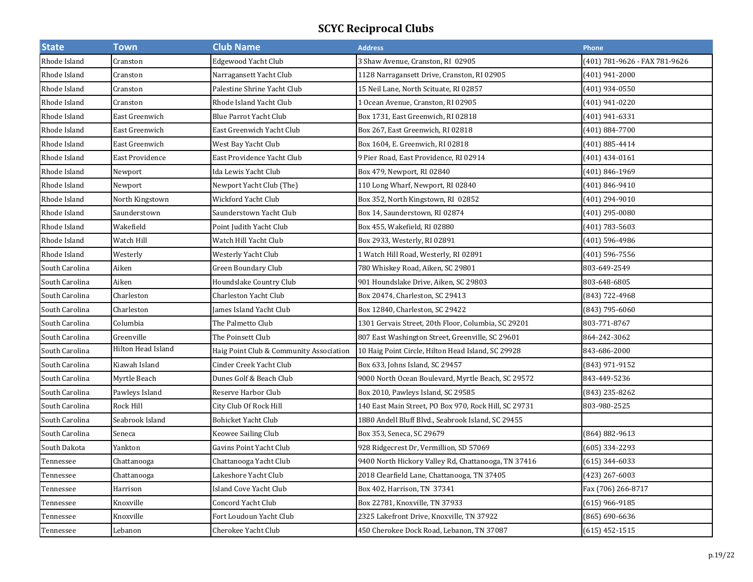# SCYC Reciprocal Clubs

| State | Town | Club Name | Address | Phone |
|---|---|---|---|---|
| Rhode Island | Cranston | Edgewood Yacht Club | 3 Shaw Avenue, Cranston, RI  02905 | (401) 781-9626 - FAX 781-9626 |
| Rhode Island | Cranston | Narragansett Yacht Club | 1128 Narragansett Drive, Cranston, RI 02905 | (401) 941-2000 |
| Rhode Island | Cranston | Palestine Shrine Yacht Club | 15 Neil Lane, North Scituate, RI 02857 | (401) 934-0550 |
| Rhode Island | Cranston | Rhode Island Yacht Club | 1 Ocean Avenue, Cranston, RI 02905 | (401) 941-0220 |
| Rhode Island | East Greenwich | Blue Parrot Yacht Club | Box 1731, East Greenwich, RI 02818 | (401) 941-6331 |
| Rhode Island | East Greenwich | East Greenwich Yacht Club | Box 267, East Greenwich, RI 02818 | (401) 884-7700 |
| Rhode Island | East Greenwich | West Bay Yacht Club | Box 1604, E. Greenwich, RI 02818 | (401) 885-4414 |
| Rhode Island | East Providence | East Providence Yacht Club | 9 Pier Road, East Providence, RI 02914 | (401) 434-0161 |
| Rhode Island | Newport | Ida Lewis Yacht Club | Box 479, Newport, RI 02840 | (401) 846-1969 |
| Rhode Island | Newport | Newport Yacht Club (The) | 110 Long Wharf, Newport, RI 02840 | (401) 846-9410 |
| Rhode Island | North Kingstown | Wickford Yacht Club | Box 352, North Kingstown, RI  02852 | (401) 294-9010 |
| Rhode Island | Saunderstown | Saunderstown Yacht Club | Box 14, Saunderstown, RI 02874 | (401) 295-0080 |
| Rhode Island | Wakefield | Point Judith Yacht Club | Box 455, Wakefield, RI 02880 | (401) 783-5603 |
| Rhode Island | Watch Hill | Watch Hill Yacht Club | Box 2933, Westerly, RI 02891 | (401) 596-4986 |
| Rhode Island | Westerly | Westerly Yacht Club | 1 Watch Hill Road, Westerly, RI 02891 | (401) 596-7556 |
| South Carolina | Aiken | Green Boundary Club | 780 Whiskey Road, Aiken, SC 29801 | 803-649-2549 |
| South Carolina | Aiken | Houndslake Country Club | 901 Houndslake Drive, Aiken, SC 29803 | 803-648-6805 |
| South Carolina | Charleston | Charleston Yacht Club | Box 20474, Charleston, SC 29413 | (843) 722-4968 |
| South Carolina | Charleston | James Island Yacht Club | Box 12840, Charleston, SC 29422 | (843) 795-6060 |
| South Carolina | Columbia | The Palmetto Club | 1301 Gervais Street, 20th Floor, Columbia, SC 29201 | 803-771-8767 |
| South Carolina | Greenville | The Poinsett Club | 807 East Washington Street, Greenville, SC 29601 | 864-242-3062 |
| South Carolina | Hilton Head Island | Haig Point Club & Community Association | 10 Haig Point Circle, Hilton Head Island, SC 29928 | 843-686-2000 |
| South Carolina | Kiawah Island | Cinder Creek Yacht Club | Box 633, Johns Island, SC 29457 | (843) 971-9152 |
| South Carolina | Myrtle Beach | Dunes Golf & Beach Club | 9000 North Ocean Boulevard, Myrtle Beach, SC 29572 | 843-449-5236 |
| South Carolina | Pawleys Island | Reserve Harbor Club | Box 2010, Pawleys Island, SC 29585 | (843) 235-8262 |
| South Carolina | Rock Hill | City Club Of Rock Hill | 140 East Main Street, PO Box 970, Rock Hill, SC 29731 | 803-980-2525 |
| South Carolina | Seabrook Island | Bohicket Yacht Club | 1880 Andell Bluff Blvd., Seabrook Island, SC 29455 | |
| South Carolina | Seneca | Keowee Sailing Club | Box 353, Seneca, SC 29679 | (864) 882-9613 |
| South Dakota | Yankton | Gavins Point Yacht Club | 928 Ridgecrest Dr, Vermillion, SD 57069 | (605) 334-2293 |
| Tennessee | Chattanooga | Chattanooga Yacht Club | 9400 North Hickory Valley Rd, Chattanooga, TN 37416 | (615) 344-6033 |
| Tennessee | Chattanooga | Lakeshore Yacht Club | 2018 Clearfield Lane, Chattanooga, TN 37405 | (423) 267-6003 |
| Tennessee | Harrison | Island Cove Yacht Club | Box 402, Harrison, TN  37341 | Fax (706) 266-8717 |
| Tennessee | Knoxville | Concord Yacht Club | Box 22781, Knoxville, TN 37933 | (615) 966-9185 |
| Tennessee | Knoxville | Fort Loudoun Yacht Club | 2325 Lakefront Drive, Knoxville, TN 37922 | (865) 690-6636 |
| Tennessee | Lebanon | Cherokee Yacht Club | 450 Cherokee Dock Road, Lebanon, TN 37087 | (615) 452-1515 |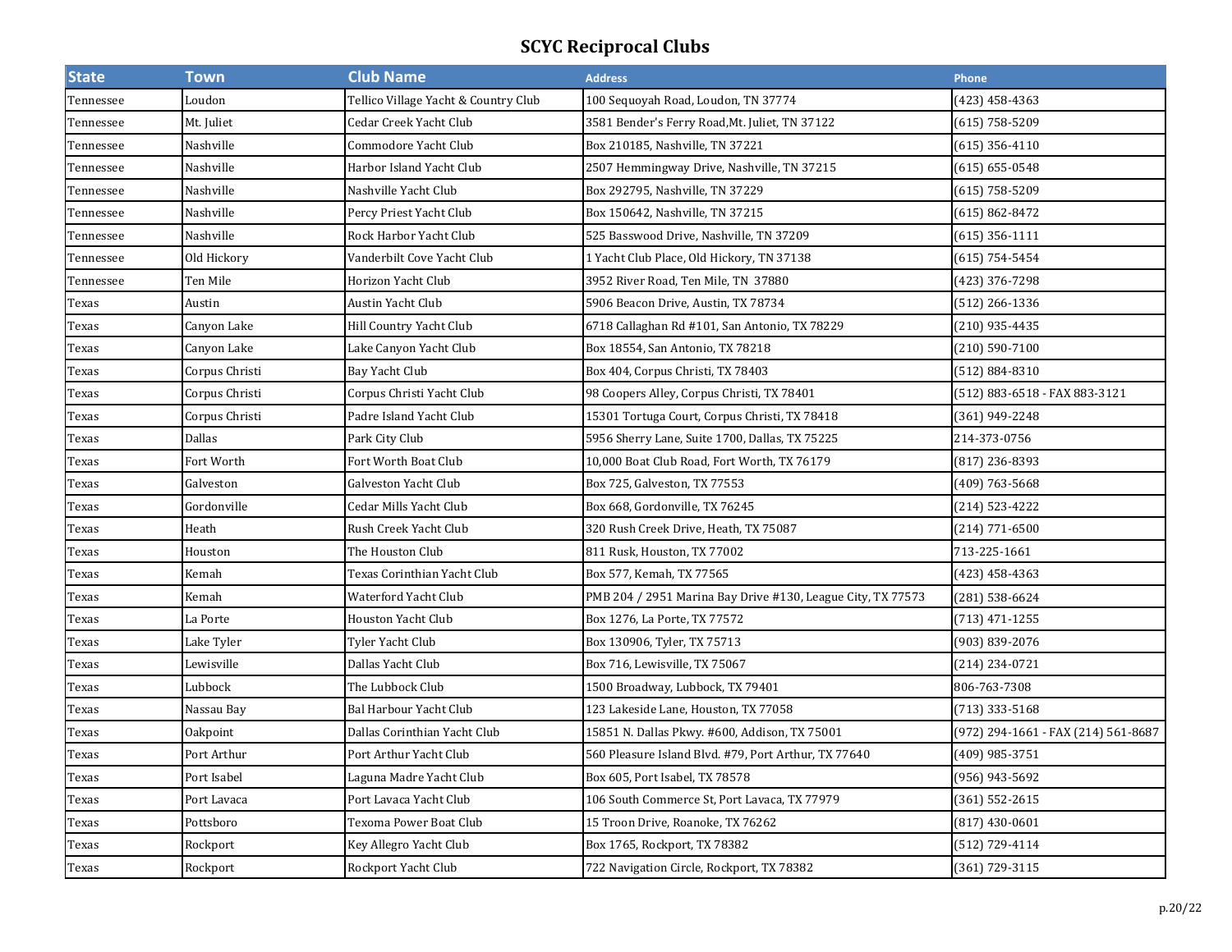# SCYC Reciprocal Clubs

| State | Town | Club Name | Address | Phone |
|---|---|---|---|---|
| Tennessee | Loudon | Tellico Village Yacht & Country Club | 100 Sequoyah Road, Loudon, TN 37774 | (423) 458-4363 |
| Tennessee | Mt. Juliet | Cedar Creek Yacht Club | 3581 Bender's Ferry Road,Mt. Juliet, TN 37122 | (615) 758-5209 |
| Tennessee | Nashville | Commodore Yacht Club | Box 210185, Nashville, TN 37221 | (615) 356-4110 |
| Tennessee | Nashville | Harbor Island Yacht Club | 2507 Hemmingway Drive, Nashville, TN 37215 | (615) 655-0548 |
| Tennessee | Nashville | Nashville Yacht Club | Box 292795, Nashville, TN 37229 | (615) 758-5209 |
| Tennessee | Nashville | Percy Priest Yacht Club | Box 150642, Nashville, TN 37215 | (615) 862-8472 |
| Tennessee | Nashville | Rock Harbor Yacht Club | 525 Basswood Drive, Nashville, TN 37209 | (615) 356-1111 |
| Tennessee | Old Hickory | Vanderbilt Cove Yacht Club | 1 Yacht Club Place, Old Hickory, TN 37138 | (615) 754-5454 |
| Tennessee | Ten Mile | Horizon Yacht Club | 3952 River Road, Ten Mile, TN 37880 | (423) 376-7298 |
| Texas | Austin | Austin Yacht Club | 5906 Beacon Drive, Austin, TX 78734 | (512) 266-1336 |
| Texas | Canyon Lake | Hill Country Yacht Club | 6718 Callaghan Rd #101, San Antonio, TX 78229 | (210) 935-4435 |
| Texas | Canyon Lake | Lake Canyon Yacht Club | Box 18554, San Antonio, TX 78218 | (210) 590-7100 |
| Texas | Corpus Christi | Bay Yacht Club | Box 404, Corpus Christi, TX 78403 | (512) 884-8310 |
| Texas | Corpus Christi | Corpus Christi Yacht Club | 98 Coopers Alley, Corpus Christi, TX 78401 | (512) 883-6518 - FAX 883-3121 |
| Texas | Corpus Christi | Padre Island Yacht Club | 15301 Tortuga Court, Corpus Christi, TX 78418 | (361) 949-2248 |
| Texas | Dallas | Park City Club | 5956 Sherry Lane, Suite 1700, Dallas, TX 75225 | 214-373-0756 |
| Texas | Fort Worth | Fort Worth Boat Club | 10,000 Boat Club Road, Fort Worth, TX 76179 | (817) 236-8393 |
| Texas | Galveston | Galveston Yacht Club | Box 725, Galveston, TX 77553 | (409) 763-5668 |
| Texas | Gordonville | Cedar Mills Yacht Club | Box 668, Gordonville, TX 76245 | (214) 523-4222 |
| Texas | Heath | Rush Creek Yacht Club | 320 Rush Creek Drive, Heath, TX 75087 | (214) 771-6500 |
| Texas | Houston | The Houston Club | 811 Rusk, Houston, TX 77002 | 713-225-1661 |
| Texas | Kemah | Texas Corinthian Yacht Club | Box 577, Kemah, TX 77565 | (423) 458-4363 |
| Texas | Kemah | Waterford Yacht Club | PMB 204 / 2951 Marina Bay Drive #130, League City, TX 77573 | (281) 538-6624 |
| Texas | La Porte | Houston Yacht Club | Box 1276, La Porte, TX 77572 | (713) 471-1255 |
| Texas | Lake Tyler | Tyler Yacht Club | Box 130906, Tyler, TX 75713 | (903) 839-2076 |
| Texas | Lewisville | Dallas Yacht Club | Box 716, Lewisville, TX 75067 | (214) 234-0721 |
| Texas | Lubbock | The Lubbock Club | 1500 Broadway, Lubbock, TX 79401 | 806-763-7308 |
| Texas | Nassau Bay | Bal Harbour Yacht Club | 123 Lakeside Lane, Houston, TX 77058 | (713) 333-5168 |
| Texas | Oakpoint | Dallas Corinthian Yacht Club | 15851 N. Dallas Pkwy. #600, Addison, TX 75001 | (972) 294-1661 - FAX (214) 561-8687 |
| Texas | Port Arthur | Port Arthur Yacht Club | 560 Pleasure Island Blvd. #79, Port Arthur, TX 77640 | (409) 985-3751 |
| Texas | Port Isabel | Laguna Madre Yacht Club | Box 605, Port Isabel, TX 78578 | (956) 943-5692 |
| Texas | Port Lavaca | Port Lavaca Yacht Club | 106 South Commerce St, Port Lavaca, TX 77979 | (361) 552-2615 |
| Texas | Pottsboro | Texoma Power Boat Club | 15 Troon Drive, Roanoke, TX 76262 | (817) 430-0601 |
| Texas | Rockport | Key Allegro Yacht Club | Box 1765, Rockport, TX 78382 | (512) 729-4114 |
| Texas | Rockport | Rockport Yacht Club | 722 Navigation Circle, Rockport, TX 78382 | (361) 729-3115 |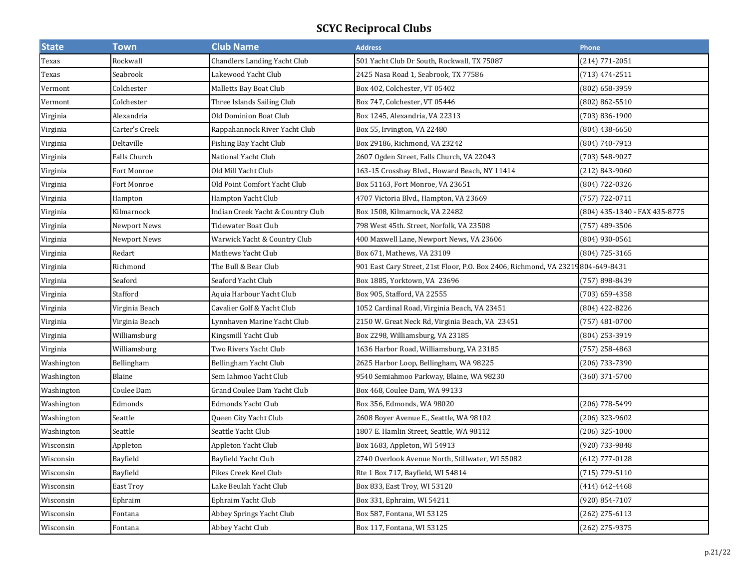# SCYC Reciprocal Clubs

| State | Town | Club Name | Address | Phone |
|---|---|---|---|---|
| Texas | Rockwall | Chandlers Landing Yacht Club | 501 Yacht Club Dr South, Rockwall, TX 75087 | (214) 771-2051 |
| Texas | Seabrook | Lakewood Yacht Club | 2425 Nasa Road 1, Seabrook, TX 77586 | (713) 474-2511 |
| Vermont | Colchester | Malletts Bay Boat Club | Box 402, Colchester, VT 05402 | (802) 658-3959 |
| Vermont | Colchester | Three Islands Sailing Club | Box 747, Colchester, VT 05446 | (802) 862-5510 |
| Virginia | Alexandria | Old Dominion Boat Club | Box 1245, Alexandria, VA 22313 | (703) 836-1900 |
| Virginia | Carter's Creek | Rappahannock River Yacht Club | Box 55, Irvington, VA 22480 | (804) 438-6650 |
| Virginia | Deltaville | Fishing Bay Yacht Club | Box 29186, Richmond, VA 23242 | (804) 740-7913 |
| Virginia | Falls Church | National Yacht Club | 2607 Ogden Street, Falls Church, VA 22043 | (703) 548-9027 |
| Virginia | Fort Monroe | Old Mill Yacht Club | 163-15 Crossbay Blvd., Howard Beach, NY 11414 | (212) 843-9060 |
| Virginia | Fort Monroe | Old Point Comfort Yacht Club | Box 51163, Fort Monroe, VA 23651 | (804) 722-0326 |
| Virginia | Hampton | Hampton Yacht Club | 4707 Victoria Blvd., Hampton, VA 23669 | (757) 722-0711 |
| Virginia | Kilmarnock | Indian Creek Yacht & Country Club | Box 1508, Kilmarnock, VA 22482 | (804) 435-1340 - FAX 435-8775 |
| Virginia | Newport News | Tidewater Boat Club | 798 West 45th. Street, Norfolk, VA 23508 | (757) 489-3506 |
| Virginia | Newport News | Warwick Yacht & Country Club | 400 Maxwell Lane, Newport News, VA 23606 | (804) 930-0561 |
| Virginia | Redart | Mathews Yacht Club | Box 671, Mathews, VA 23109 | (804) 725-3165 |
| Virginia | Richmond | The Bull & Bear Club | 901 East Cary Street, 21st Floor, P.O. Box 2406, Richmond, VA 23219 | 804-649-8431 |
| Virginia | Seaford | Seaford Yacht Club | Box 1885, Yorktown, VA 23696 | (757) 898-8439 |
| Virginia | Stafford | Aquia Harbour Yacht Club | Box 905, Stafford, VA 22555 | (703) 659-4358 |
| Virginia | Virginia Beach | Cavalier Golf & Yacht Club | 1052 Cardinal Road, Virginia Beach, VA 23451 | (804) 422-8226 |
| Virginia | Virginia Beach | Lynnhaven Marine Yacht Club | 2150 W. Great Neck Rd, Virginia Beach, VA 23451 | (757) 481-0700 |
| Virginia | Williamsburg | Kingsmill Yacht Club | Box 2298, Williamsburg, VA 23185 | (804) 253-3919 |
| Virginia | Williamsburg | Two Rivers Yacht Club | 1636 Harbor Road, Williamsburg, VA 23185 | (757) 258-4863 |
| Washington | Bellingham | Bellingham Yacht Club | 2625 Harbor Loop, Bellingham, WA 98225 | (206) 733-7390 |
| Washington | Blaine | Sem Iahmoo Yacht Club | 9540 Semiahmoo Parkway, Blaine, WA 98230 | (360) 371-5700 |
| Washington | Coulee Dam | Grand Coulee Dam Yacht Club | Box 468, Coulee Dam, WA 99133 | |
| Washington | Edmonds | Edmonds Yacht Club | Box 356, Edmonds, WA 98020 | (206) 778-5499 |
| Washington | Seattle | Queen City Yacht Club | 2608 Boyer Avenue E., Seattle, WA 98102 | (206) 323-9602 |
| Washington | Seattle | Seattle Yacht Club | 1807 E. Hamlin Street, Seattle, WA 98112 | (206) 325-1000 |
| Wisconsin | Appleton | Appleton Yacht Club | Box 1683, Appleton, WI 54913 | (920) 733-9848 |
| Wisconsin | Bayfield | Bayfield Yacht Club | 2740 Overlook Avenue North, Stillwater, WI 55082 | (612) 777-0128 |
| Wisconsin | Bayfield | Pikes Creek Keel Club | Rte 1 Box 717, Bayfield, WI 54814 | (715) 779-5110 |
| Wisconsin | East Troy | Lake Beulah Yacht Club | Box 833, East Troy, WI 53120 | (414) 642-4468 |
| Wisconsin | Ephraim | Ephraim Yacht Club | Box 331, Ephraim, WI 54211 | (920) 854-7107 |
| Wisconsin | Fontana | Abbey Springs Yacht Club | Box 587, Fontana, WI 53125 | (262) 275-6113 |
| Wisconsin | Fontana | Abbey Yacht Club | Box 117, Fontana, WI 53125 | (262) 275-9375 |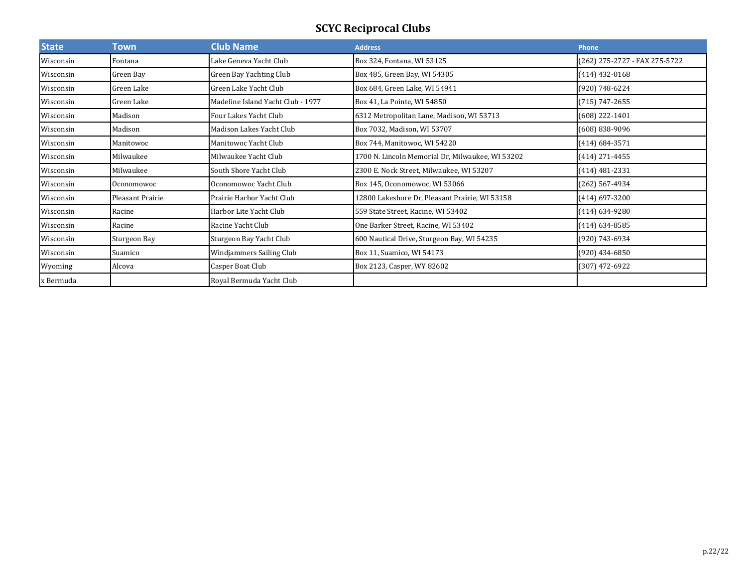# SCYC Reciprocal Clubs

| State | Town | Club Name | Address | Phone |
|---|---|---|---|---|
| Wisconsin | Fontana | Lake Geneva Yacht Club | Box 324, Fontana, WI 53125 | (262) 275-2727 - FAX 275-5722 |
| Wisconsin | Green Bay | Green Bay Yachting Club | Box 485, Green Bay, WI 54305 | (414) 432-0168 |
| Wisconsin | Green Lake | Green Lake Yacht Club | Box 684, Green Lake, WI 54941 | (920) 748-6224 |
| Wisconsin | Green Lake | Madeline Island Yacht Club - 1977 | Box 41, La Pointe, WI 54850 | (715) 747-2655 |
| Wisconsin | Madison | Four Lakes Yacht Club | 6312 Metropolitan Lane, Madison, WI 53713 | (608) 222-1401 |
| Wisconsin | Madison | Madison Lakes Yacht Club | Box 7032, Madison, WI 53707 | (608) 838-9096 |
| Wisconsin | Manitowoc | Manitowoc Yacht Club | Box 744, Manitowoc, WI 54220 | (414) 684-3571 |
| Wisconsin | Milwaukee | Milwaukee Yacht Club | 1700 N. Lincoln Memorial Dr, Milwaukee, WI 53202 | (414) 271-4455 |
| Wisconsin | Milwaukee | South Shore Yacht Club | 2300 E. Nock Street, Milwaukee, WI 53207 | (414) 481-2331 |
| Wisconsin | Oconomowoc | Oconomowoc Yacht Club | Box 145, Oconomowoc, WI 53066 | (262) 567-4934 |
| Wisconsin | Pleasant Prairie | Prairie Harbor Yacht Club | 12800 Lakeshore Dr, Pleasant Prairie, WI 53158 | (414) 697-3200 |
| Wisconsin | Racine | Harbor Lite Yacht Club | 559 State Street, Racine, WI 53402 | (414) 634-9280 |
| Wisconsin | Racine | Racine Yacht Club | One Barker Street, Racine, WI 53402 | (414) 634-8585 |
| Wisconsin | Sturgeon Bay | Sturgeon Bay Yacht Club | 600 Nautical Drive, Sturgeon Bay, WI 54235 | (920) 743-6934 |
| Wisconsin | Suamico | Windjammers Sailing Club | Box 11, Suamico, WI 54173 | (920) 434-6850 |
| Wyoming | Alcova | Casper Boat Club | Box 2123, Casper, WY 82602 | (307) 472-6922 |
| x Bermuda | | Royal Bermuda Yacht Club | | |